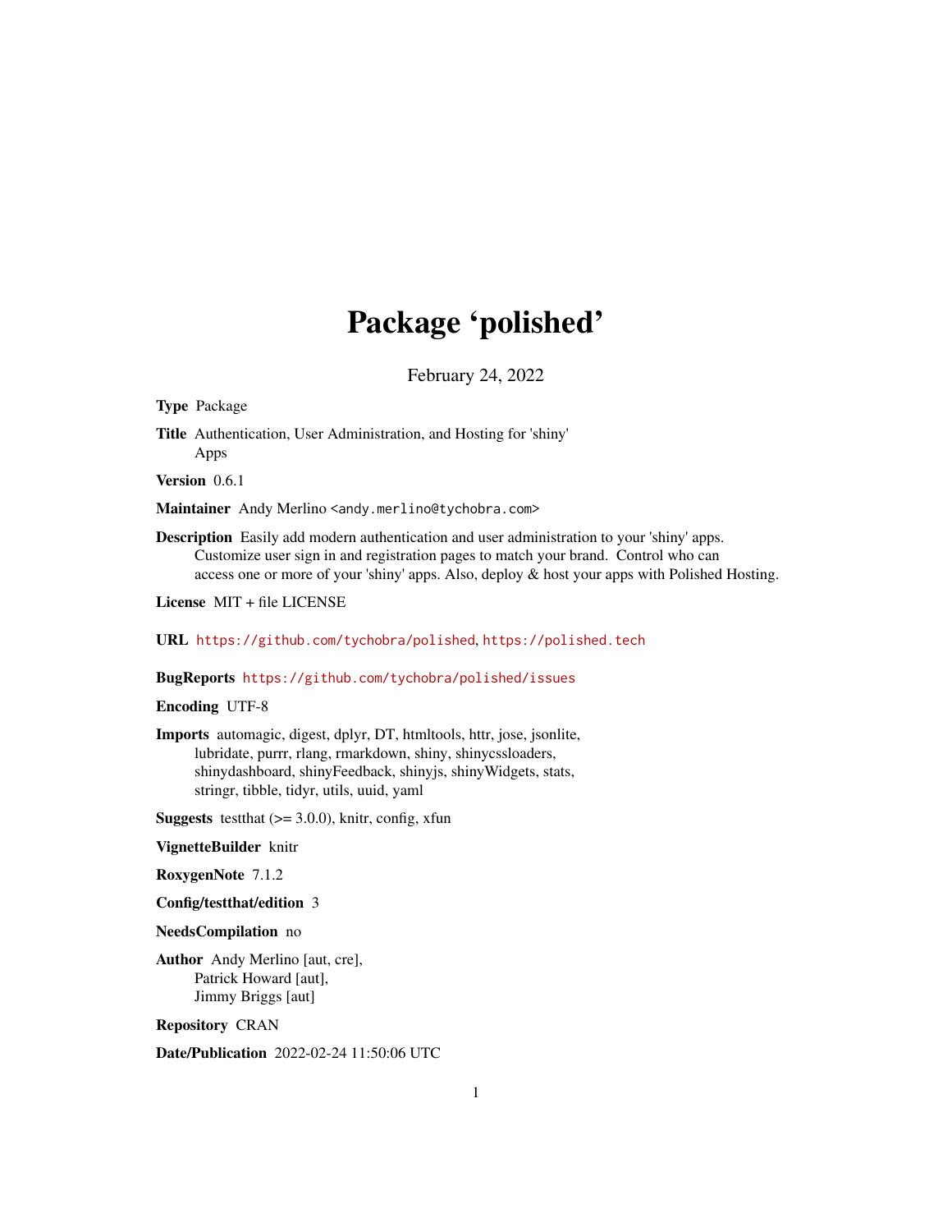# Package 'polished'

February 24, 2022

**Type** Package

**Title** Authentication, User Administration, and Hosting for 'shiny' Apps

**Version** 0.6.1

**Maintainer** Andy Merlino <andy.merlino@tychobra.com>

**Description** Easily add modern authentication and user administration to your 'shiny' apps. Customize user sign in and registration pages to match your brand. Control who can access one or more of your 'shiny' apps. Also, deploy & host your apps with Polished Hosting.

**License** MIT + file LICENSE

**URL** https://github.com/tychobra/polished, https://polished.tech

**BugReports** https://github.com/tychobra/polished/issues

**Encoding** UTF-8

**Imports** automagic, digest, dplyr, DT, htmltools, httr, jose, jsonlite, lubridate, purrr, rlang, rmarkdown, shiny, shinycssloaders, shinydashboard, shinyFeedback, shinyjs, shinyWidgets, stats, stringr, tibble, tidyr, utils, uuid, yaml

**Suggests** testthat (>= 3.0.0), knitr, config, xfun

**VignetteBuilder** knitr

**RoxygenNote** 7.1.2

**Config/testthat/edition** 3

**NeedsCompilation** no

**Author** Andy Merlino [aut, cre], Patrick Howard [aut], Jimmy Briggs [aut]

**Repository** CRAN

**Date/Publication** 2022-02-24 11:50:06 UTC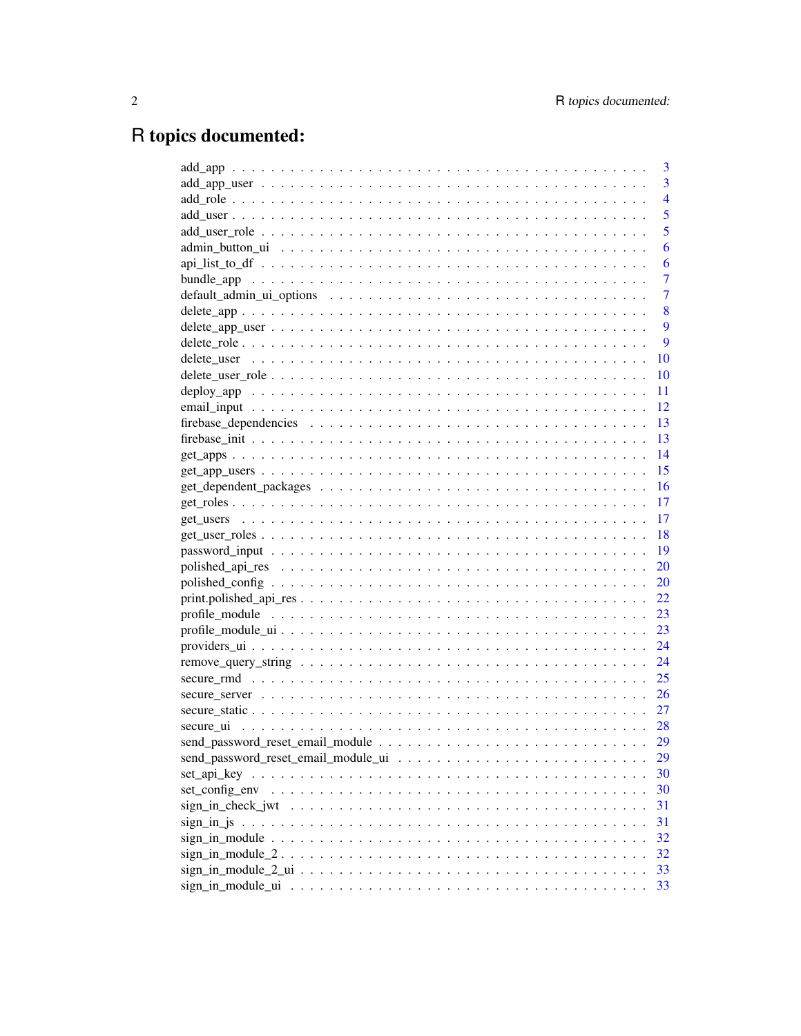# R topics documented:

| | |
|---|---|
| add_app | 3 |
| add_app_user | 3 |
| add_role | 4 |
| add_user | 5 |
| add_user_role | 5 |
| admin_button_ui | 6 |
| api_list_to_df | 6 |
| bundle_app | 7 |
| default_admin_ui_options | 7 |
| delete_app | 8 |
| delete_app_user | 9 |
| delete_role | 9 |
| delete_user | 10 |
| delete_user_role | 10 |
| deploy_app | 11 |
| email_input | 12 |
| firebase_dependencies | 13 |
| firebase_init | 13 |
| get_apps | 14 |
| get_app_users | 15 |
| get_dependent_packages | 16 |
| get_roles | 17 |
| get_users | 17 |
| get_user_roles | 18 |
| password_input | 19 |
| polished_api_res | 20 |
| polished_config | 20 |
| print.polished_api_res | 22 |
| profile_module | 23 |
| profile_module_ui | 23 |
| providers_ui | 24 |
| remove_query_string | 24 |
| secure_rmd | 25 |
| secure_server | 26 |
| secure_static | 27 |
| secure_ui | 28 |
| send_password_reset_email_module | 29 |
| send_password_reset_email_module_ui | 29 |
| set_api_key | 30 |
| set_config_env | 30 |
| sign_in_check_jwt | 31 |
| sign_in_js | 31 |
| sign_in_module | 32 |
| sign_in_module_2 | 32 |
| sign_in_module_2_ui | 33 |
| sign_in_module_ui | 33 |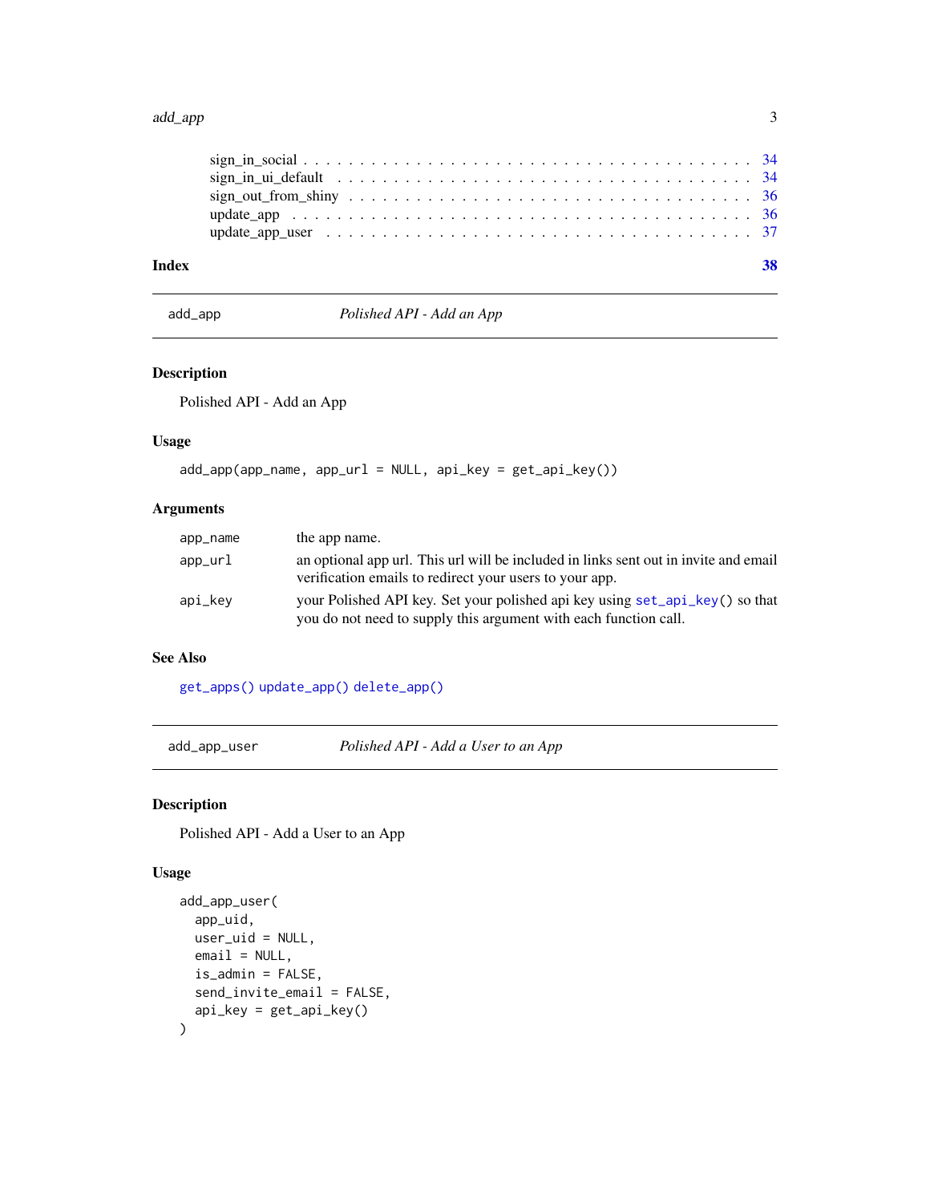sign_in_social . . . . . . . . . . . . . . . . . . . . . . . . . . . . . . . . . . . . . . 34
sign_in_ui_default . . . . . . . . . . . . . . . . . . . . . . . . . . . . . . . . . . . . 34
sign_out_from_shiny . . . . . . . . . . . . . . . . . . . . . . . . . . . . . . . . . . . 36
update_app . . . . . . . . . . . . . . . . . . . . . . . . . . . . . . . . . . . . . . . . 36
update_app_user . . . . . . . . . . . . . . . . . . . . . . . . . . . . . . . . . . . . . 37

**Index** **38**

---

## add_app — *Polished API - Add an App*

### Description

Polished API - Add an App

### Usage

```
add_app(app_name, app_url = NULL, api_key = get_api_key())
```

### Arguments

| | |
|---|---|
| app_name | the app name. |
| app_url | an optional app url. This url will be included in links sent out in invite and email verification emails to redirect your users to your app. |
| api_key | your Polished API key. Set your polished api key using `set_api_key()` so that you do not need to supply this argument with each function call. |

### See Also

`get_apps()` `update_app()` `delete_app()`

---

## add_app_user — *Polished API - Add a User to an App*

### Description

Polished API - Add a User to an App

### Usage

```
add_app_user(
  app_uid,
  user_uid = NULL,
  email = NULL,
  is_admin = FALSE,
  send_invite_email = FALSE,
  api_key = get_api_key()
)
```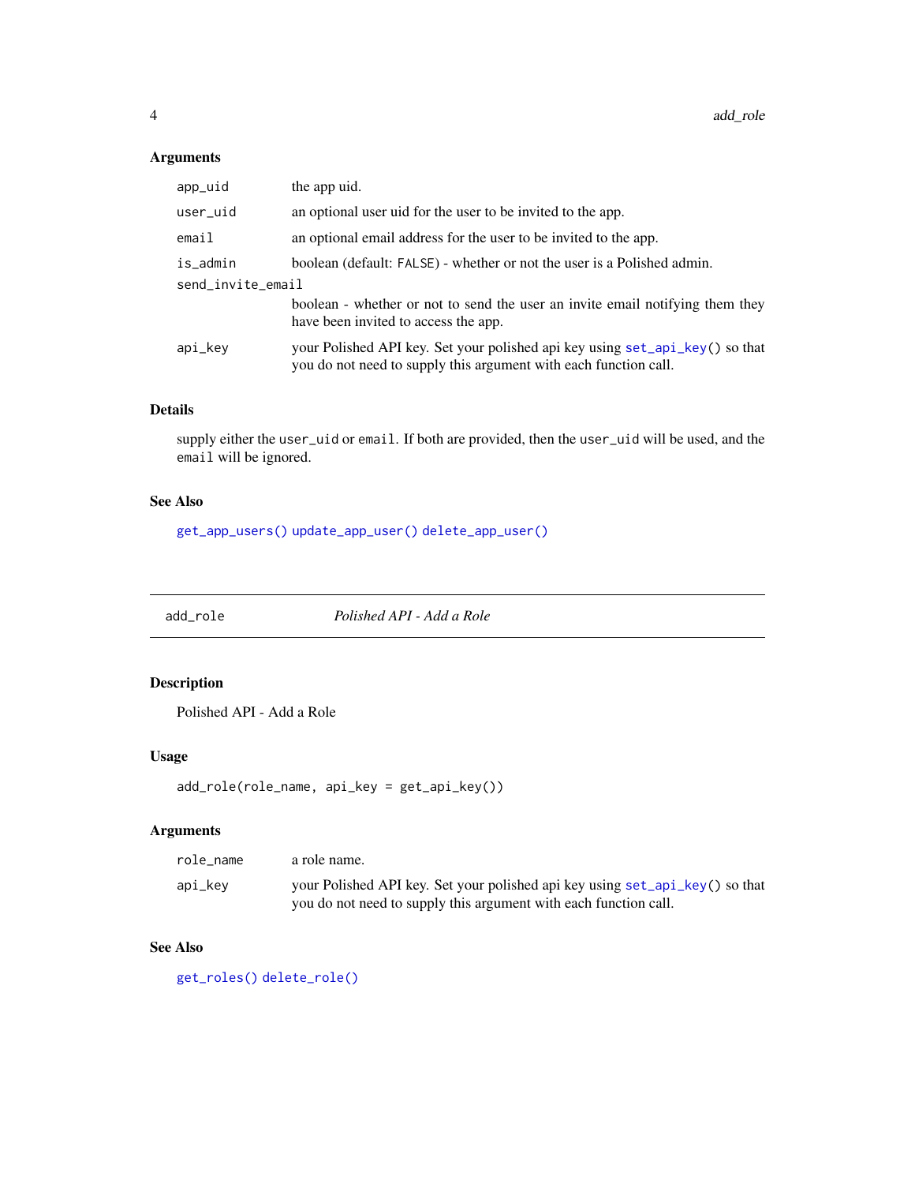### Arguments

| | |
|---|---|
| `app_uid` | the app uid. |
| `user_uid` | an optional user uid for the user to be invited to the app. |
| `email` | an optional email address for the user to be invited to the app. |
| `is_admin` | boolean (default: `FALSE`) - whether or not the user is a Polished admin. |
| `send_invite_email` | boolean - whether or not to send the user an invite email notifying them they have been invited to access the app. |
| `api_key` | your Polished API key. Set your polished api key using `set_api_key()` so that you do not need to supply this argument with each function call. |

### Details

supply either the `user_uid` or `email`. If both are provided, then the `user_uid` will be used, and the `email` will be ignored.

### See Also

`get_app_users()` `update_app_user()` `delete_app_user()`

---

## add_role — *Polished API - Add a Role*

### Description

Polished API - Add a Role

### Usage

```
add_role(role_name, api_key = get_api_key())
```

### Arguments

| | |
|---|---|
| `role_name` | a role name. |
| `api_key` | your Polished API key. Set your polished api key using `set_api_key()` so that you do not need to supply this argument with each function call. |

### See Also

`get_roles()` `delete_role()`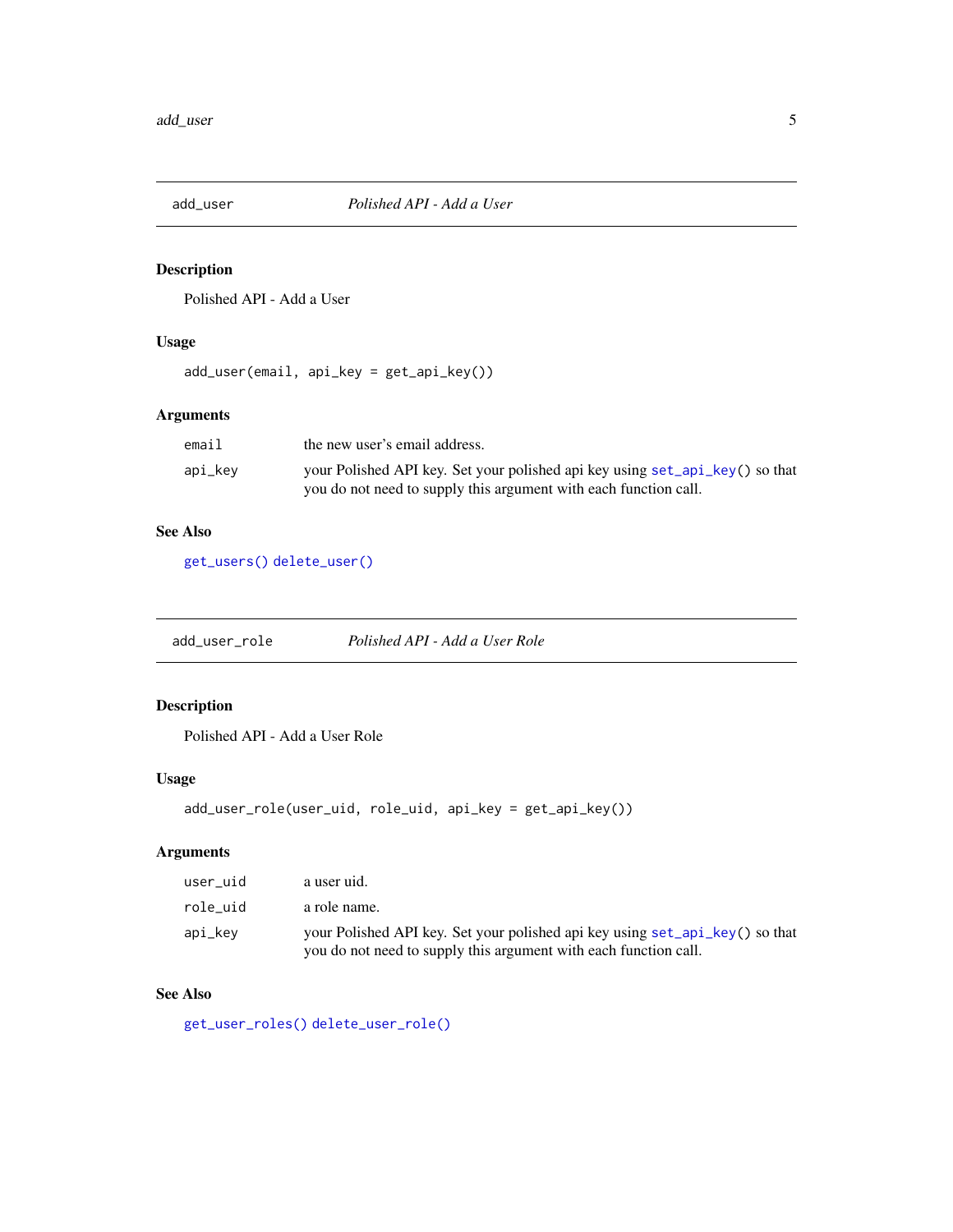## add_user — *Polished API - Add a User*

### Description

Polished API - Add a User

### Usage

```
add_user(email, api_key = get_api_key())
```

### Arguments

| | |
|---|---|
| `email` | the new user's email address. |
| `api_key` | your Polished API key. Set your polished api key using `set_api_key()` so that you do not need to supply this argument with each function call. |

### See Also

`get_users()` `delete_user()`

## add_user_role — *Polished API - Add a User Role*

### Description

Polished API - Add a User Role

### Usage

```
add_user_role(user_uid, role_uid, api_key = get_api_key())
```

### Arguments

| | |
|---|---|
| `user_uid` | a user uid. |
| `role_uid` | a role name. |
| `api_key` | your Polished API key. Set your polished api key using `set_api_key()` so that you do not need to supply this argument with each function call. |

### See Also

`get_user_roles()` `delete_user_role()`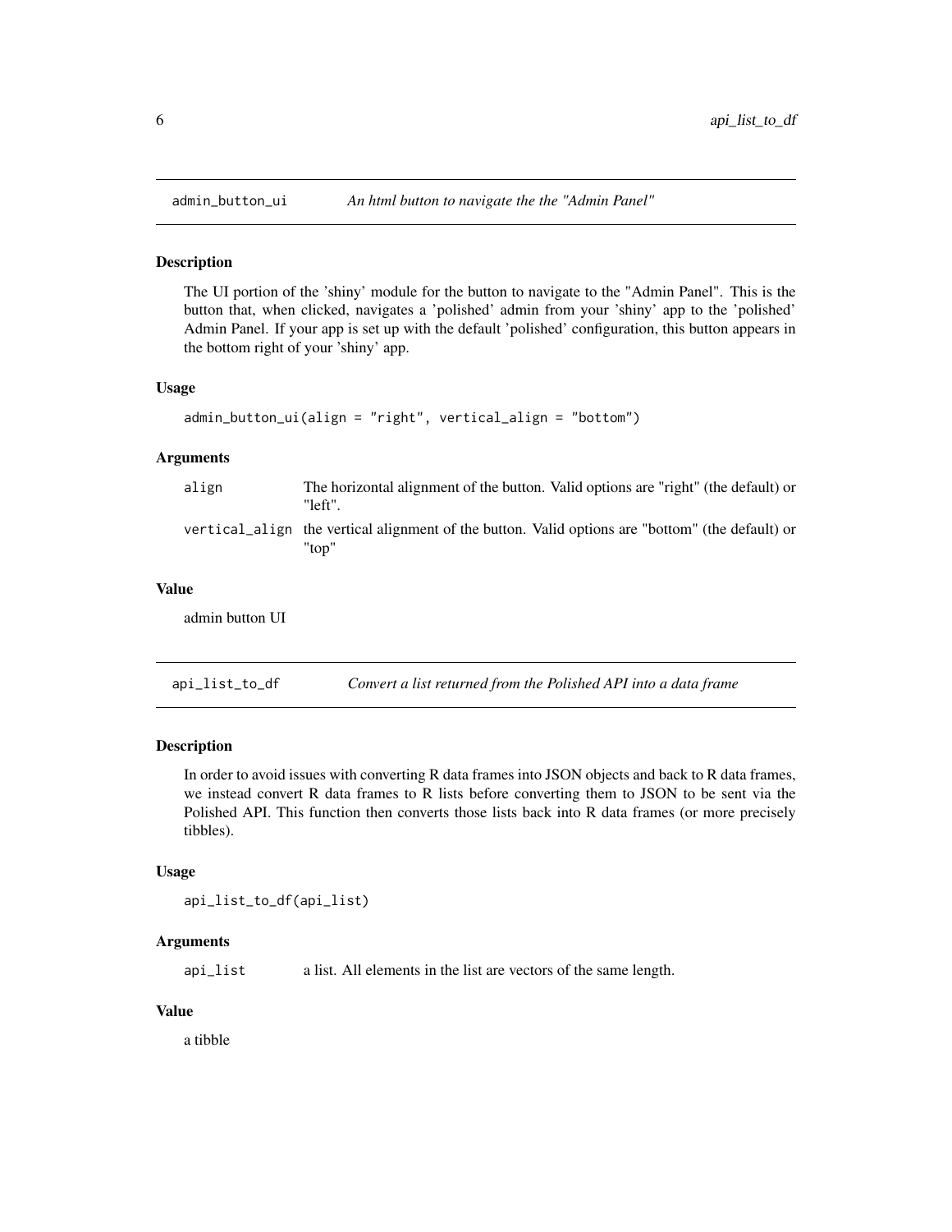## admin_button_ui — *An html button to navigate the the "Admin Panel"*

### Description

The UI portion of the 'shiny' module for the button to navigate to the "Admin Panel". This is the button that, when clicked, navigates a 'polished' admin from your 'shiny' app to the 'polished' Admin Panel. If your app is set up with the default 'polished' configuration, this button appears in the bottom right of your 'shiny' app.

### Usage

```
admin_button_ui(align = "right", vertical_align = "bottom")
```

### Arguments

| | |
|---|---|
| `align` | The horizontal alignment of the button. Valid options are "right" (the default) or "left". |
| `vertical_align` | the vertical alignment of the button. Valid options are "bottom" (the default) or "top" |

### Value

admin button UI

## api_list_to_df — *Convert a list returned from the Polished API into a data frame*

### Description

In order to avoid issues with converting R data frames into JSON objects and back to R data frames, we instead convert R data frames to R lists before converting them to JSON to be sent via the Polished API. This function then converts those lists back into R data frames (or more precisely tibbles).

### Usage

```
api_list_to_df(api_list)
```

### Arguments

| | |
|---|---|
| `api_list` | a list. All elements in the list are vectors of the same length. |

### Value

a tibble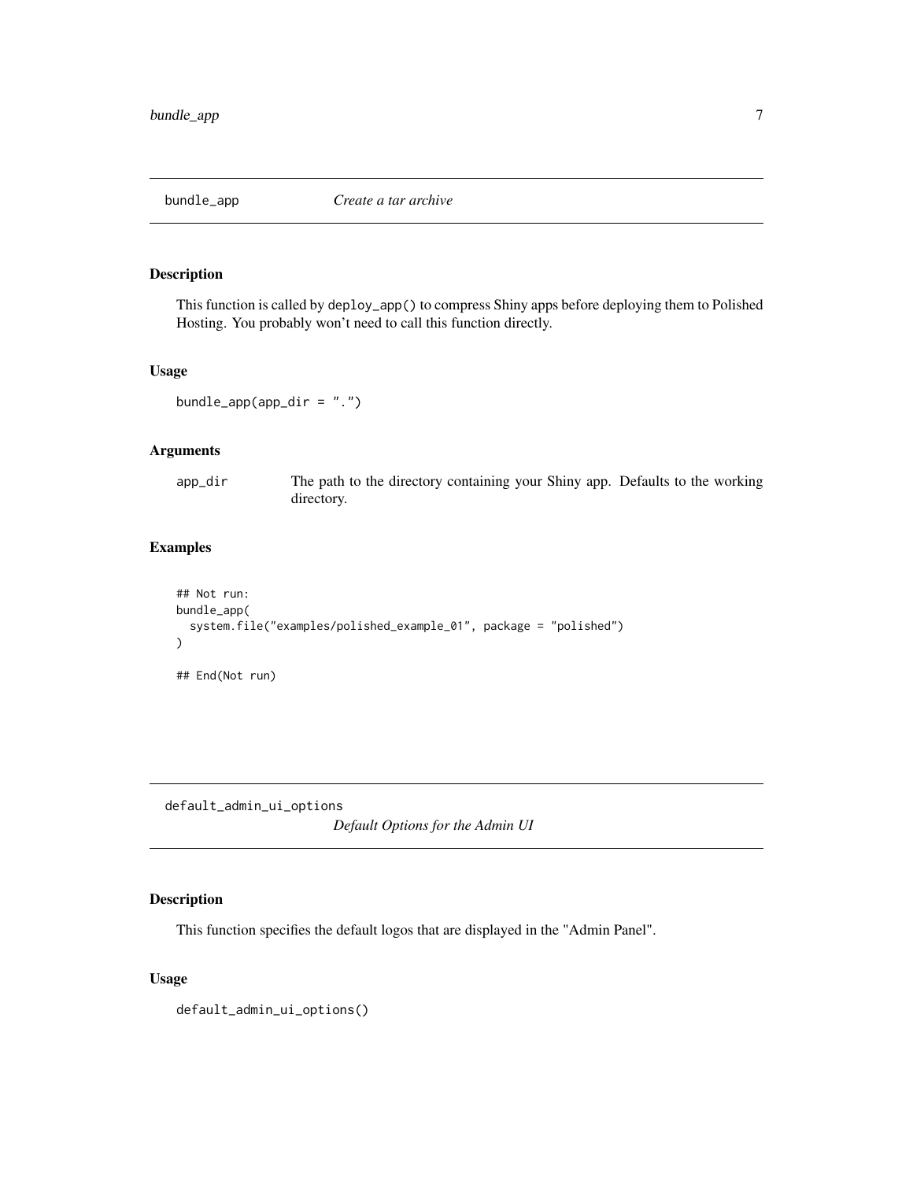## bundle_app — *Create a tar archive*

### Description

This function is called by `deploy_app()` to compress Shiny apps before deploying them to Polished Hosting. You probably won't need to call this function directly.

### Usage

```
bundle_app(app_dir = ".")
```

### Arguments

| | |
|---|---|
| `app_dir` | The path to the directory containing your Shiny app. Defaults to the working directory. |

### Examples

```
## Not run:
bundle_app(
  system.file("examples/polished_example_01", package = "polished")
)

## End(Not run)
```

## default_admin_ui_options — *Default Options for the Admin UI*

### Description

This function specifies the default logos that are displayed in the "Admin Panel".

### Usage

```
default_admin_ui_options()
```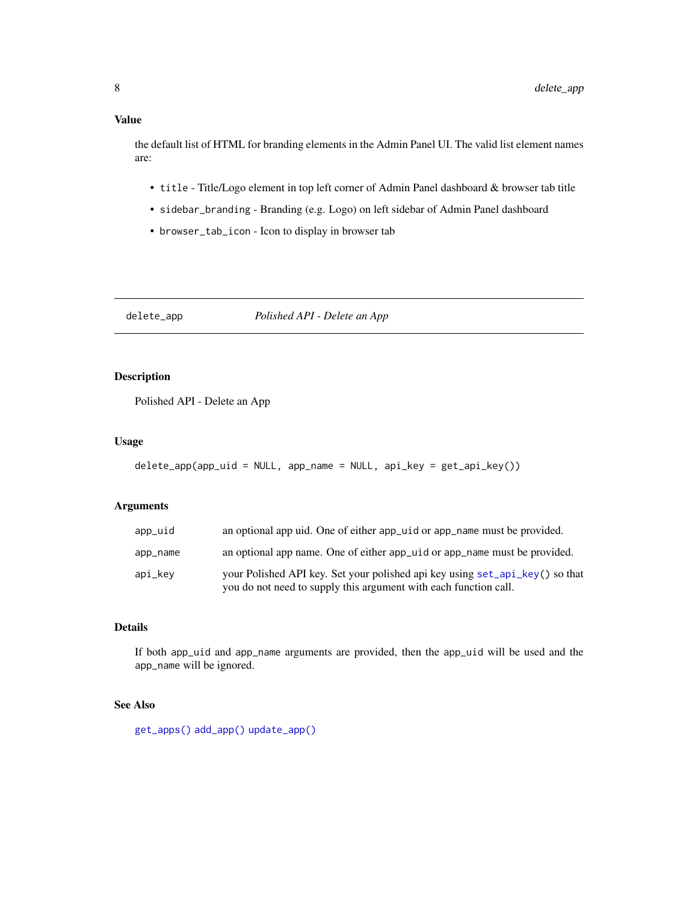### Value

the default list of HTML for branding elements in the Admin Panel UI. The valid list element names are:

- `title` - Title/Logo element in top left corner of Admin Panel dashboard & browser tab title
- `sidebar_branding` - Branding (e.g. Logo) on left sidebar of Admin Panel dashboard
- `browser_tab_icon` - Icon to display in browser tab

---

## delete_app — *Polished API - Delete an App*

### Description

Polished API - Delete an App

### Usage

```
delete_app(app_uid = NULL, app_name = NULL, api_key = get_api_key())
```

### Arguments

| | |
|---|---|
| `app_uid` | an optional app uid. One of either `app_uid` or `app_name` must be provided. |
| `app_name` | an optional app name. One of either `app_uid` or `app_name` must be provided. |
| `api_key` | your Polished API key. Set your polished api key using `set_api_key()` so that you do not need to supply this argument with each function call. |

### Details

If both `app_uid` and `app_name` arguments are provided, then the `app_uid` will be used and the `app_name` will be ignored.

### See Also

`get_apps()` `add_app()` `update_app()`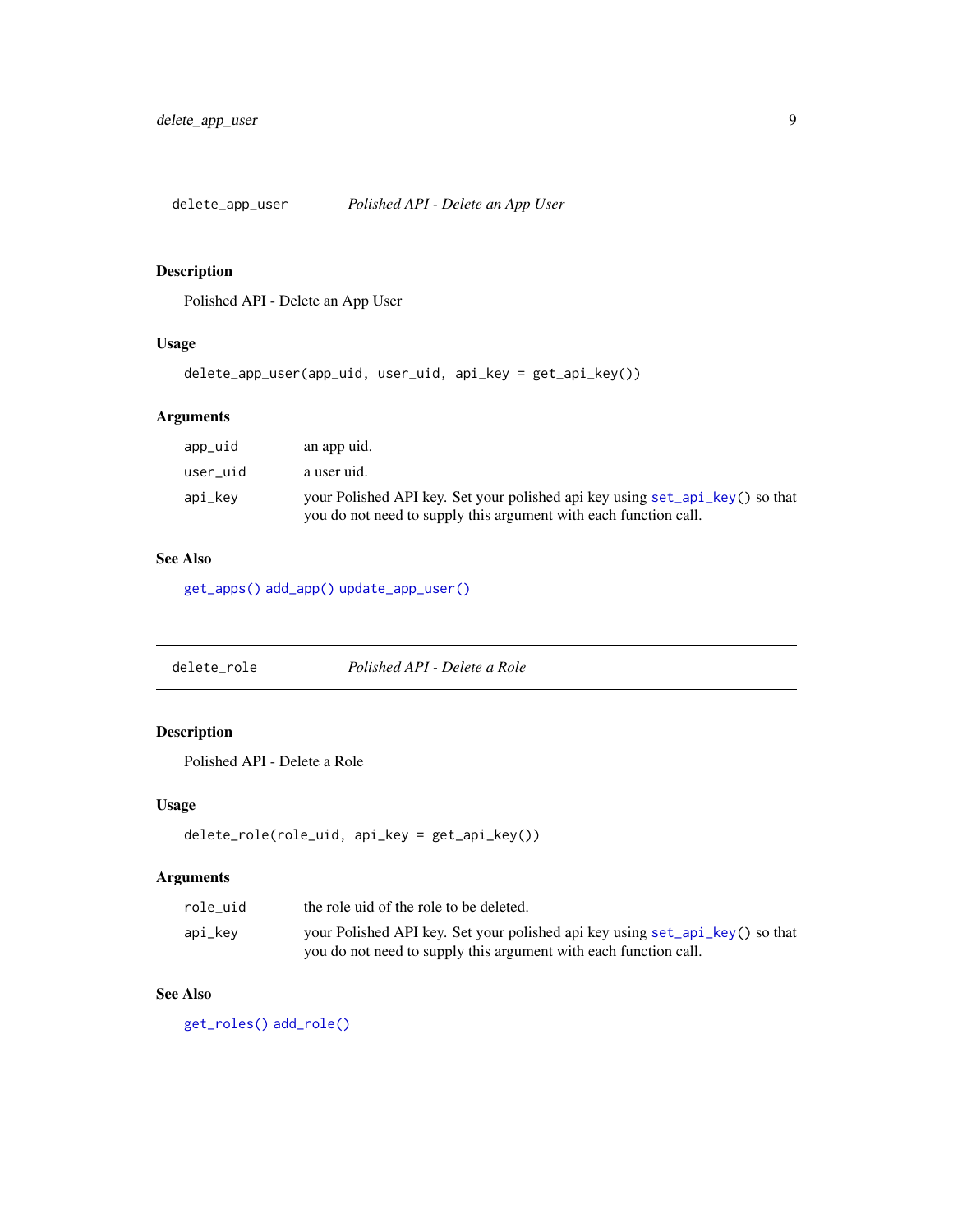## delete_app_user — *Polished API - Delete an App User*

### Description

Polished API - Delete an App User

### Usage

```
delete_app_user(app_uid, user_uid, api_key = get_api_key())
```

### Arguments

| | |
|---|---|
| `app_uid` | an app uid. |
| `user_uid` | a user uid. |
| `api_key` | your Polished API key. Set your polished api key using `set_api_key()` so that you do not need to supply this argument with each function call. |

### See Also

`get_apps()` `add_app()` `update_app_user()`

## delete_role — *Polished API - Delete a Role*

### Description

Polished API - Delete a Role

### Usage

```
delete_role(role_uid, api_key = get_api_key())
```

### Arguments

| | |
|---|---|
| `role_uid` | the role uid of the role to be deleted. |
| `api_key` | your Polished API key. Set your polished api key using `set_api_key()` so that you do not need to supply this argument with each function call. |

### See Also

`get_roles()` `add_role()`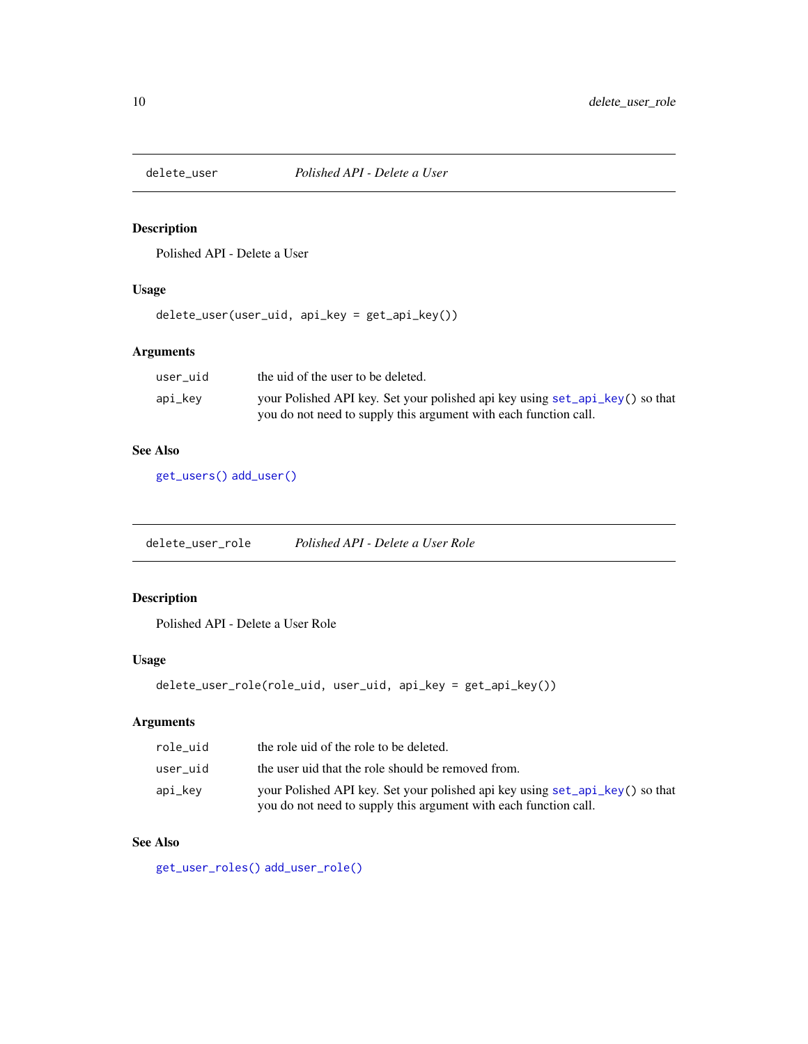## delete_user — *Polished API - Delete a User*

### Description

Polished API - Delete a User

### Usage

```
delete_user(user_uid, api_key = get_api_key())
```

### Arguments

| | |
|---|---|
| `user_uid` | the uid of the user to be deleted. |
| `api_key` | your Polished API key. Set your polished api key using `set_api_key()` so that you do not need to supply this argument with each function call. |

### See Also

`get_users()` `add_user()`

## delete_user_role — *Polished API - Delete a User Role*

### Description

Polished API - Delete a User Role

### Usage

```
delete_user_role(role_uid, user_uid, api_key = get_api_key())
```

### Arguments

| | |
|---|---|
| `role_uid` | the role uid of the role to be deleted. |
| `user_uid` | the user uid that the role should be removed from. |
| `api_key` | your Polished API key. Set your polished api key using `set_api_key()` so that you do not need to supply this argument with each function call. |

### See Also

`get_user_roles()` `add_user_role()`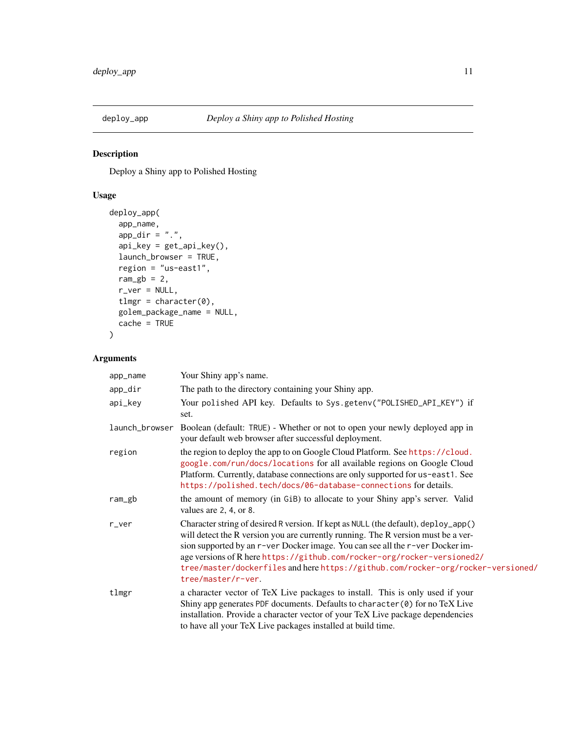## deploy_app    *Deploy a Shiny app to Polished Hosting*

### Description

Deploy a Shiny app to Polished Hosting

### Usage

```
deploy_app(
  app_name,
  app_dir = ".",
  api_key = get_api_key(),
  launch_browser = TRUE,
  region = "us-east1",
  ram_gb = 2,
  r_ver = NULL,
  tlmgr = character(0),
  golem_package_name = NULL,
  cache = TRUE
)
```

### Arguments

| | |
|---|---|
| `app_name` | Your Shiny app's name. |
| `app_dir` | The path to the directory containing your Shiny app. |
| `api_key` | Your polished API key. Defaults to `Sys.getenv("POLISHED_API_KEY")` if set. |
| `launch_browser` | Boolean (default: `TRUE`) - Whether or not to open your newly deployed app in your default web browser after successful deployment. |
| `region` | the region to deploy the app to on Google Cloud Platform. See https://cloud.google.com/run/docs/locations for all available regions on Google Cloud Platform. Currently, database connections are only supported for `us-east1`. See https://polished.tech/docs/06-database-connections for details. |
| `ram_gb` | the amount of memory (in `GiB`) to allocate to your Shiny app's server. Valid values are `2`, `4`, or `8`. |
| `r_ver` | Character string of desired `R` version. If kept as `NULL` (the default), `deploy_app()` will detect the R version you are currently running. The R version must be a version supported by an `r-ver` Docker image. You can see all the `r-ver` Docker image versions of R here https://github.com/rocker-org/rocker-versioned2/tree/master/dockerfiles and here https://github.com/rocker-org/rocker-versioned/tree/master/r-ver. |
| `tlmgr` | a character vector of TeX Live packages to install. This is only used if your Shiny app generates `PDF` documents. Defaults to `character(0)` for no TeX Live installation. Provide a character vector of your TeX Live package dependencies to have all your TeX Live packages installed at build time. |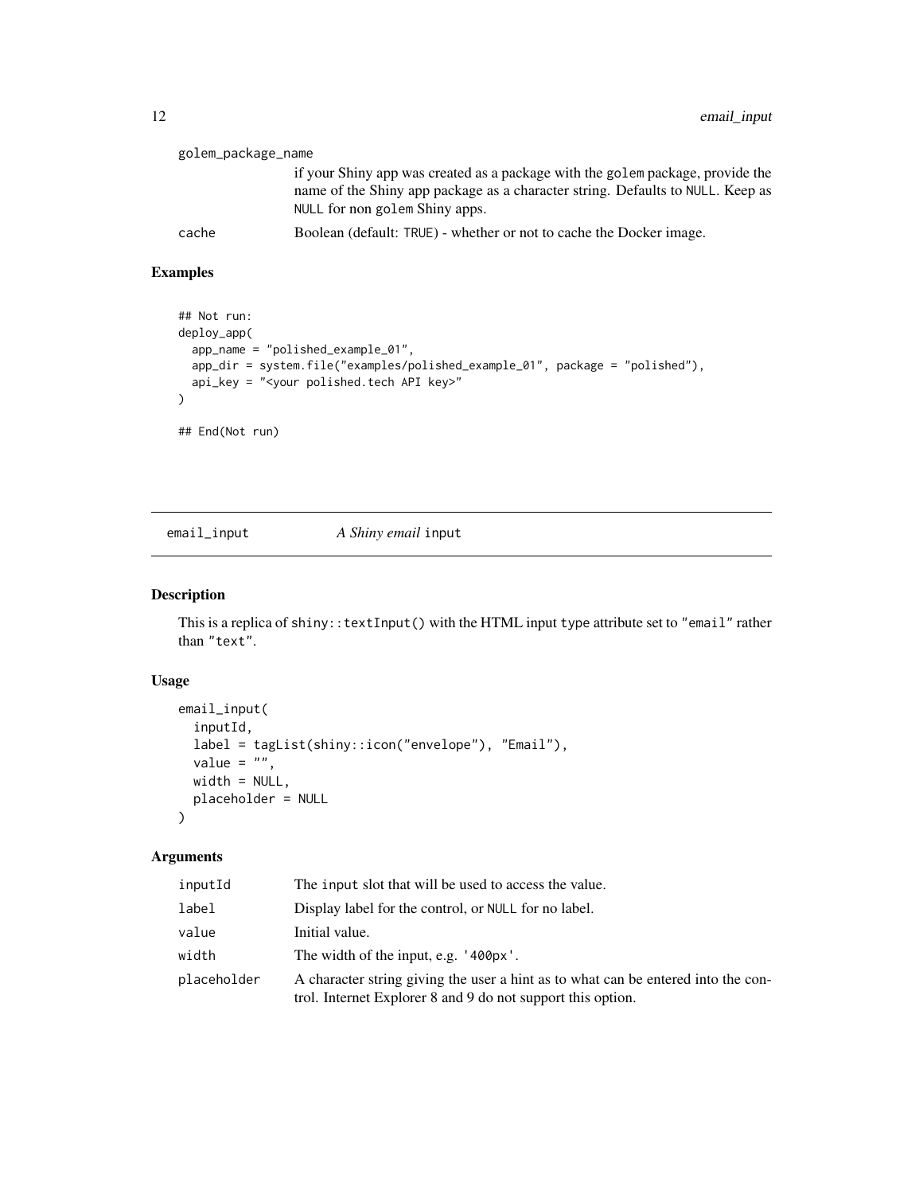| | |
|---|---|
| golem_package_name | if your Shiny app was created as a package with the golem package, provide the name of the Shiny app package as a character string. Defaults to NULL. Keep as NULL for non golem Shiny apps. |
| cache | Boolean (default: TRUE) - whether or not to cache the Docker image. |

## Examples

```
## Not run:
deploy_app(
  app_name = "polished_example_01",
  app_dir = system.file("examples/polished_example_01", package = "polished"),
  api_key = "<your polished.tech API key>"
)

## End(Not run)
```

---

# email_input — *A Shiny email* input

## Description

This is a replica of shiny::textInput() with the HTML input type attribute set to "email" rather than "text".

## Usage

```
email_input(
  inputId,
  label = tagList(shiny::icon("envelope"), "Email"),
  value = "",
  width = NULL,
  placeholder = NULL
)
```

## Arguments

| | |
|---|---|
| inputId | The input slot that will be used to access the value. |
| label | Display label for the control, or NULL for no label. |
| value | Initial value. |
| width | The width of the input, e.g. '400px'. |
| placeholder | A character string giving the user a hint as to what can be entered into the control. Internet Explorer 8 and 9 do not support this option. |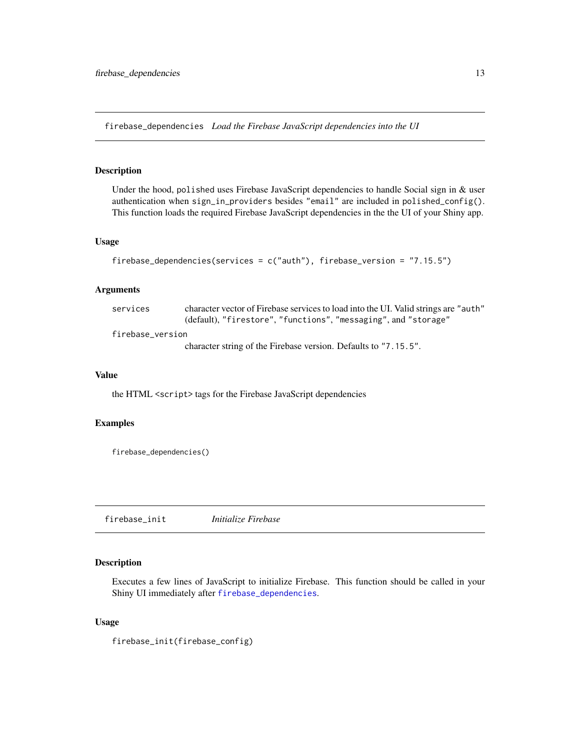## firebase_dependencies *Load the Firebase JavaScript dependencies into the UI*

### Description

Under the hood, `polished` uses Firebase JavaScript dependencies to handle Social sign in & user authentication when `sign_in_providers` besides `"email"` are included in `polished_config()`. This function loads the required Firebase JavaScript dependencies in the the UI of your Shiny app.

### Usage

```
firebase_dependencies(services = c("auth"), firebase_version = "7.15.5")
```

### Arguments

| | |
|---|---|
| `services` | character vector of Firebase services to load into the UI. Valid strings are `"auth"` (default), `"firestore"`, `"functions"`, `"messaging"`, and `"storage"` |
| `firebase_version` | character string of the Firebase version. Defaults to `"7.15.5"`. |

### Value

the HTML `<script>` tags for the Firebase JavaScript dependencies

### Examples

```
firebase_dependencies()
```

## firebase_init *Initialize Firebase*

### Description

Executes a few lines of JavaScript to initialize Firebase. This function should be called in your Shiny UI immediately after `firebase_dependencies`.

### Usage

```
firebase_init(firebase_config)
```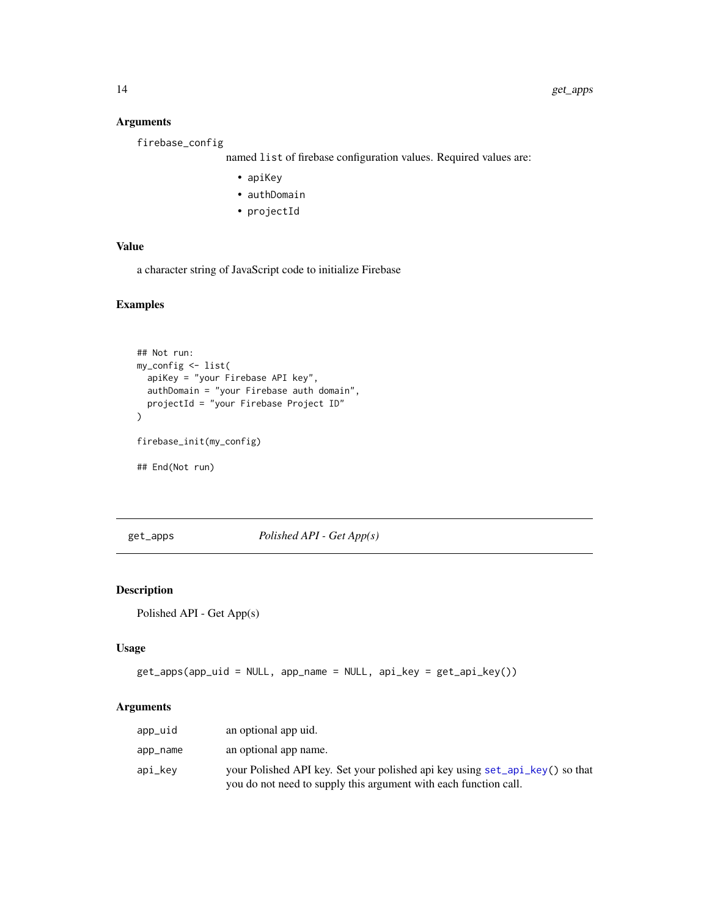### Arguments

`firebase_config`
: named `list` of firebase configuration values. Required values are:
  - `apiKey`
  - `authDomain`
  - `projectId`

### Value

a character string of JavaScript code to initialize Firebase

### Examples

```
## Not run:
my_config <- list(
  apiKey = "your Firebase API key",
  authDomain = "your Firebase auth domain",
  projectId = "your Firebase Project ID"
)

firebase_init(my_config)

## End(Not run)
```

---

## get_apps *Polished API - Get App(s)*

---

### Description

Polished API - Get App(s)

### Usage

```
get_apps(app_uid = NULL, app_name = NULL, api_key = get_api_key())
```

### Arguments

| | |
|---|---|
| `app_uid` | an optional app uid. |
| `app_name` | an optional app name. |
| `api_key` | your Polished API key. Set your polished api key using `set_api_key()` so that you do not need to supply this argument with each function call. |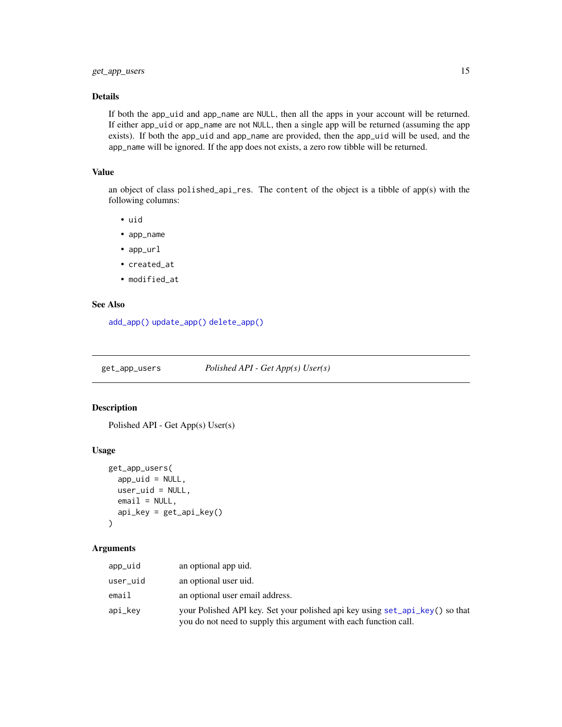### Details

If both the `app_uid` and `app_name` are `NULL`, then all the apps in your account will be returned. If either `app_uid` or `app_name` are not `NULL`, then a single app will be returned (assuming the app exists). If both the `app_uid` and `app_name` are provided, then the `app_uid` will be used, and the `app_name` will be ignored. If the app does not exists, a zero row tibble will be returned.

### Value

an object of class `polished_api_res`. The `content` of the object is a tibble of app(s) with the following columns:

- `uid`
- `app_name`
- `app_url`
- `created_at`
- `modified_at`

### See Also

`add_app()` `update_app()` `delete_app()`

---

## get_app_users — *Polished API - Get App(s) User(s)*

### Description

Polished API - Get App(s) User(s)

### Usage

```
get_app_users(
  app_uid = NULL,
  user_uid = NULL,
  email = NULL,
  api_key = get_api_key()
)
```

### Arguments

| | |
|---|---|
| `app_uid` | an optional app uid. |
| `user_uid` | an optional user uid. |
| `email` | an optional user email address. |
| `api_key` | your Polished API key. Set your polished api key using `set_api_key()` so that you do not need to supply this argument with each function call. |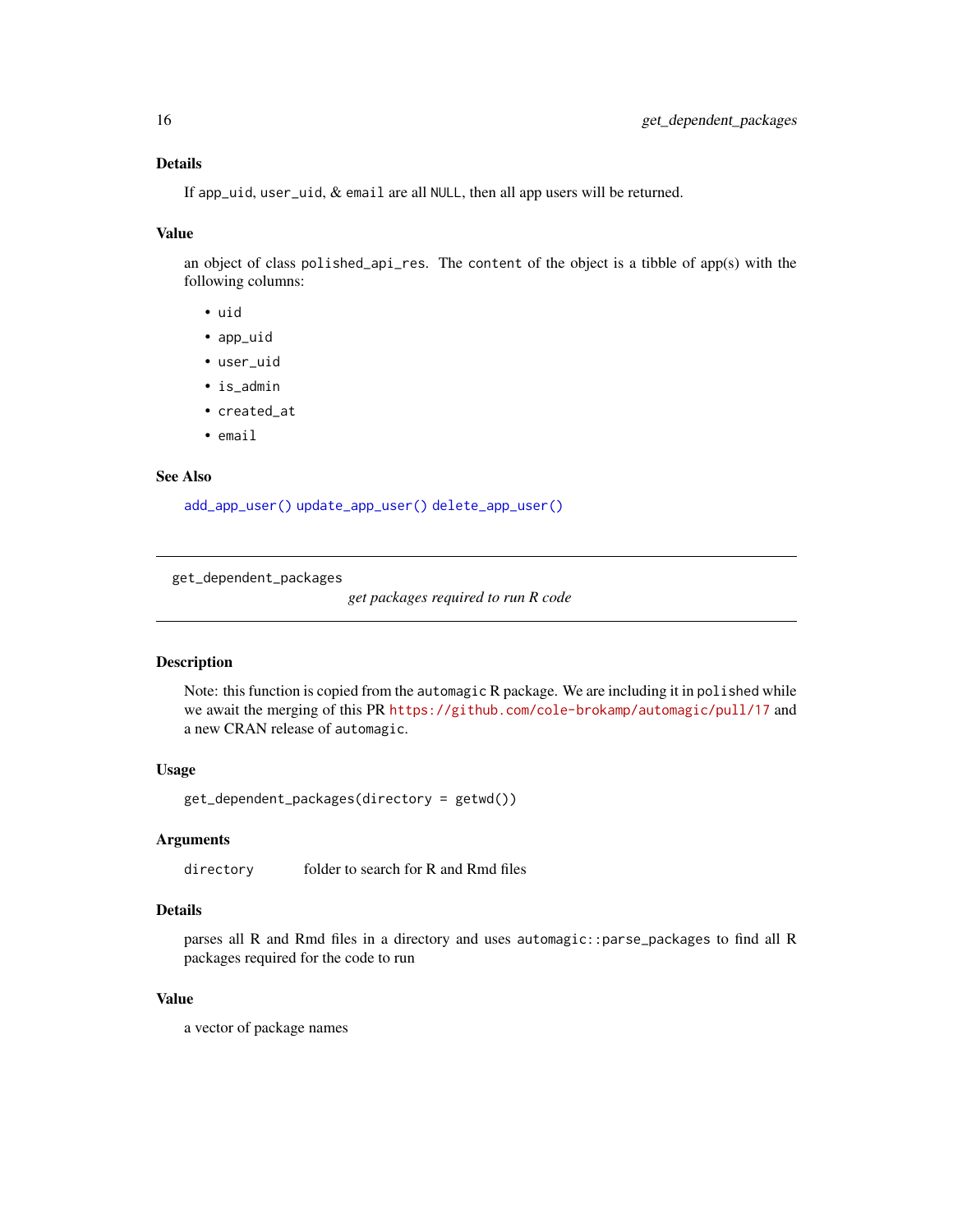### Details

If `app_uid`, `user_uid`, & `email` are all `NULL`, then all app users will be returned.

### Value

an object of class `polished_api_res`. The `content` of the object is a tibble of app(s) with the following columns:

- `uid`
- `app_uid`
- `user_uid`
- `is_admin`
- `created_at`
- `email`

### See Also

`add_app_user()` `update_app_user()` `delete_app_user()`

---

## get_dependent_packages

*get packages required to run R code*

---

### Description

Note: this function is copied from the `automagic` R package. We are including it in `polished` while we await the merging of this PR `https://github.com/cole-brokamp/automagic/pull/17` and a new CRAN release of `automagic`.

### Usage

```
get_dependent_packages(directory = getwd())
```

### Arguments

| | |
|---|---|
| `directory` | folder to search for R and Rmd files |

### Details

parses all R and Rmd files in a directory and uses `automagic::parse_packages` to find all R packages required for the code to run

### Value

a vector of package names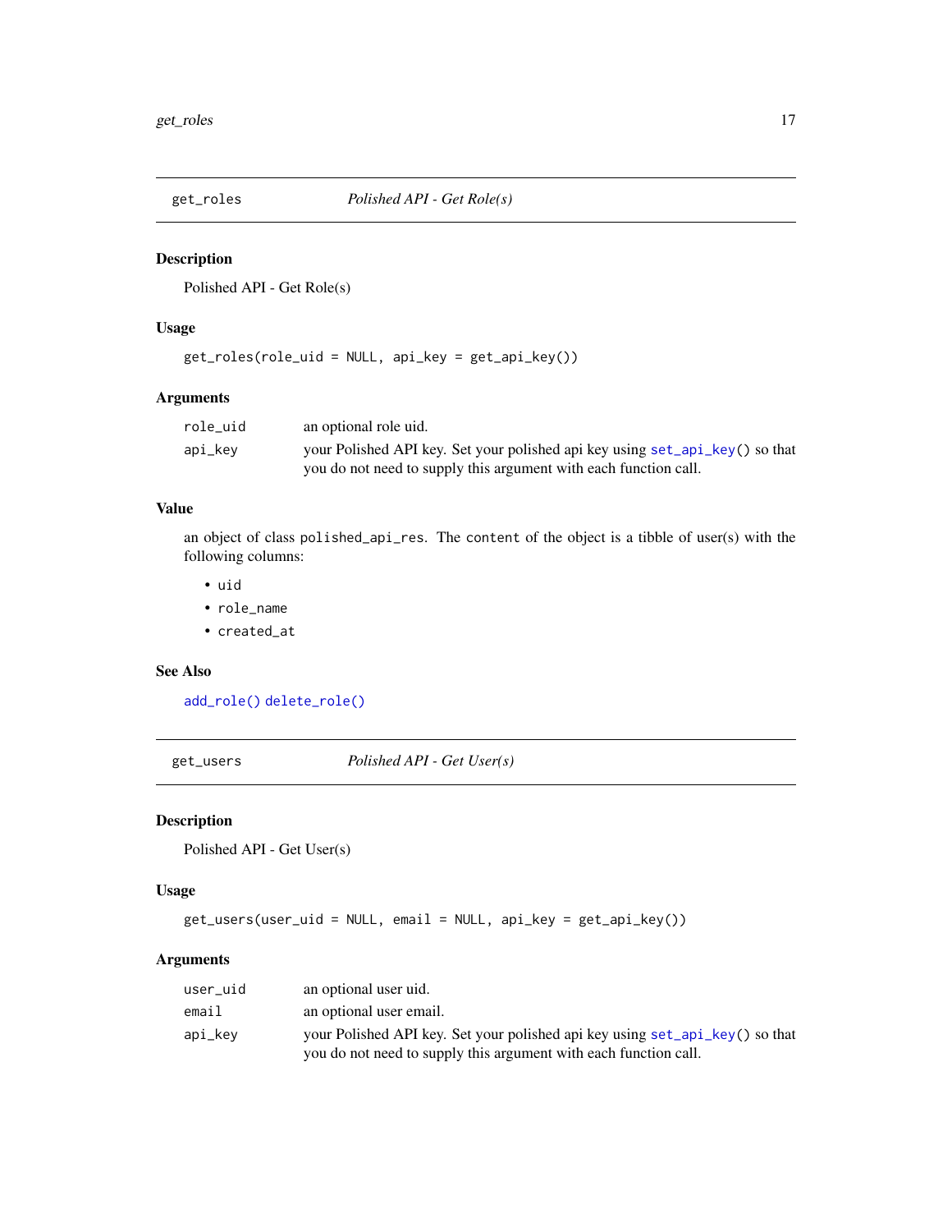## get_roles — *Polished API - Get Role(s)*

### Description

Polished API - Get Role(s)

### Usage

```
get_roles(role_uid = NULL, api_key = get_api_key())
```

### Arguments

| | |
|---|---|
| `role_uid` | an optional role uid. |
| `api_key` | your Polished API key. Set your polished api key using `set_api_key()` so that you do not need to supply this argument with each function call. |

### Value

an object of class `polished_api_res`. The `content` of the object is a tibble of user(s) with the following columns:

- `uid`
- `role_name`
- `created_at`

### See Also

`add_role()` `delete_role()`

## get_users — *Polished API - Get User(s)*

### Description

Polished API - Get User(s)

### Usage

```
get_users(user_uid = NULL, email = NULL, api_key = get_api_key())
```

### Arguments

| | |
|---|---|
| `user_uid` | an optional user uid. |
| `email` | an optional user email. |
| `api_key` | your Polished API key. Set your polished api key using `set_api_key()` so that you do not need to supply this argument with each function call. |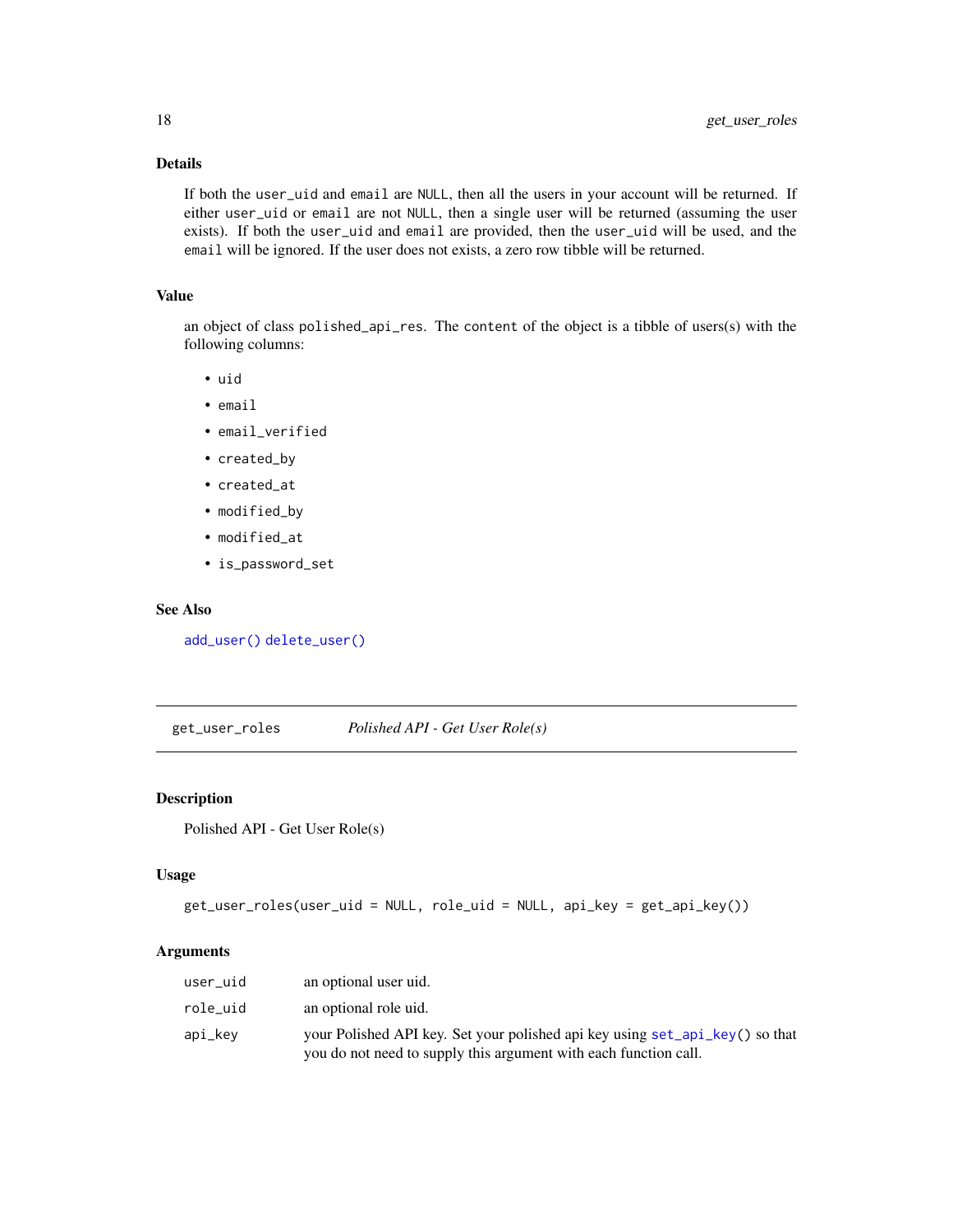### Details

If both the user_uid and email are NULL, then all the users in your account will be returned. If either user_uid or email are not NULL, then a single user will be returned (assuming the user exists). If both the user_uid and email are provided, then the user_uid will be used, and the email will be ignored. If the user does not exists, a zero row tibble will be returned.

### Value

an object of class polished_api_res. The content of the object is a tibble of users(s) with the following columns:

- uid
- email
- email_verified
- created_by
- created_at
- modified_by
- modified_at
- is_password_set

### See Also

add_user() delete_user()

---

## get_user_roles &nbsp;&nbsp;&nbsp;&nbsp; *Polished API - Get User Role(s)*

### Description

Polished API - Get User Role(s)

### Usage

```
get_user_roles(user_uid = NULL, role_uid = NULL, api_key = get_api_key())
```

### Arguments

| | |
|---|---|
| user_uid | an optional user uid. |
| role_uid | an optional role uid. |
| api_key | your Polished API key. Set your polished api key using set_api_key() so that you do not need to supply this argument with each function call. |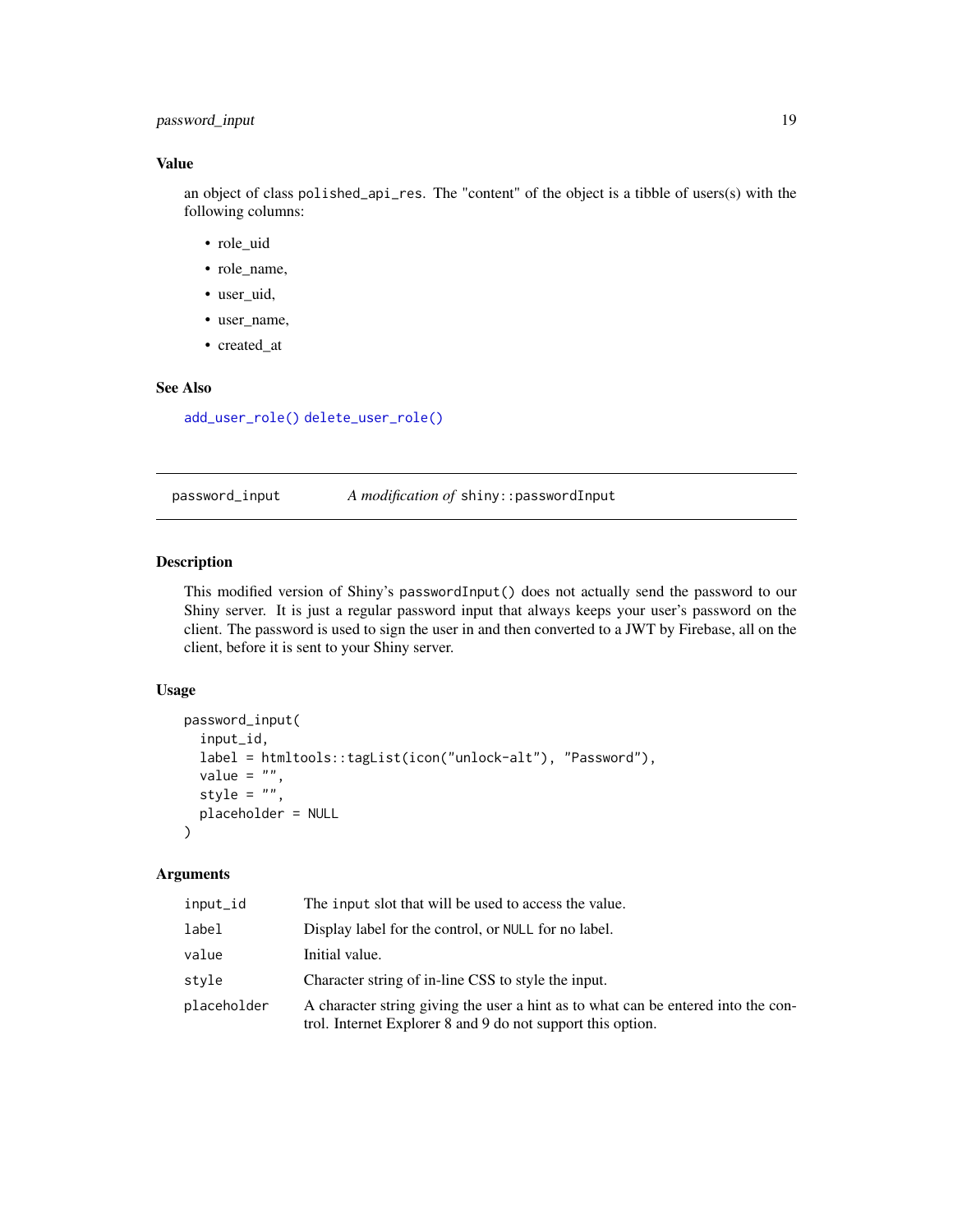## Value

an object of class `polished_api_res`. The "content" of the object is a tibble of users(s) with the following columns:

- role_uid
- role_name,
- user_uid,
- user_name,
- created_at

## See Also

`add_user_role()` `delete_user_role()`

---

# password_input — *A modification of* `shiny::passwordInput`

## Description

This modified version of Shiny's `passwordInput()` does not actually send the password to our Shiny server. It is just a regular password input that always keeps your user's password on the client. The password is used to sign the user in and then converted to a JWT by Firebase, all on the client, before it is sent to your Shiny server.

## Usage

```
password_input(
  input_id,
  label = htmltools::tagList(icon("unlock-alt"), "Password"),
  value = "",
  style = "",
  placeholder = NULL
)
```

## Arguments

| Argument | Description |
|---|---|
| `input_id` | The `input` slot that will be used to access the value. |
| `label` | Display label for the control, or `NULL` for no label. |
| `value` | Initial value. |
| `style` | Character string of in-line CSS to style the input. |
| `placeholder` | A character string giving the user a hint as to what can be entered into the control. Internet Explorer 8 and 9 do not support this option. |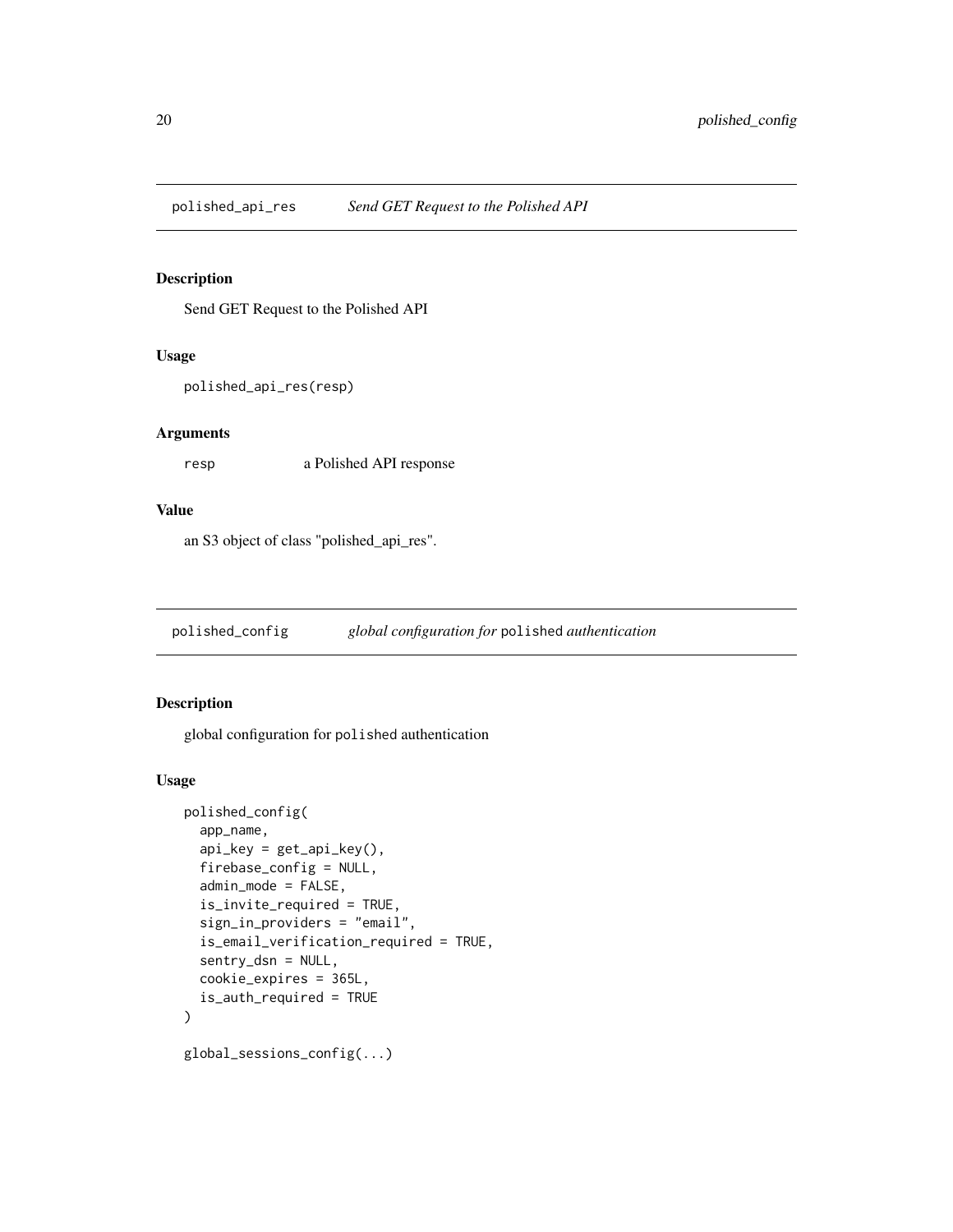## polished_api_res — *Send GET Request to the Polished API*

### Description

Send GET Request to the Polished API

### Usage

```
polished_api_res(resp)
```

### Arguments

| | |
|---|---|
| `resp` | a Polished API response |

### Value

an S3 object of class "polished_api_res".

## polished_config — *global configuration for* `polished` *authentication*

### Description

global configuration for `polished` authentication

### Usage

```
polished_config(
  app_name,
  api_key = get_api_key(),
  firebase_config = NULL,
  admin_mode = FALSE,
  is_invite_required = TRUE,
  sign_in_providers = "email",
  is_email_verification_required = TRUE,
  sentry_dsn = NULL,
  cookie_expires = 365L,
  is_auth_required = TRUE
)

global_sessions_config(...)
```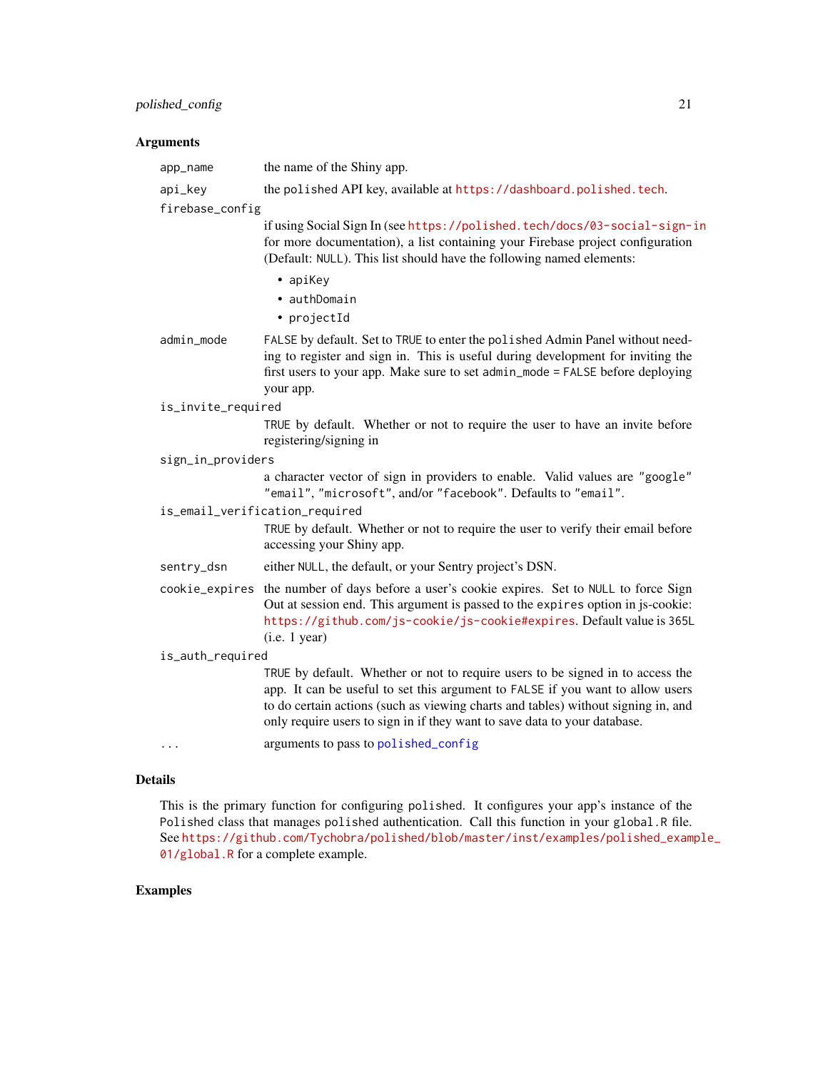### Arguments

- `app_name` — the name of the Shiny app.
- `api_key` — the polished API key, available at https://dashboard.polished.tech.
- `firebase_config` — if using Social Sign In (see https://polished.tech/docs/03-social-sign-in for more documentation), a list containing your Firebase project configuration (Default: `NULL`). This list should have the following named elements:
  - `apiKey`
  - `authDomain`
  - `projectId`
- `admin_mode` — `FALSE` by default. Set to `TRUE` to enter the `polished` Admin Panel without needing to register and sign in. This is useful during development for inviting the first users to your app. Make sure to set `admin_mode = FALSE` before deploying your app.
- `is_invite_required` — `TRUE` by default. Whether or not to require the user to have an invite before registering/signing in
- `sign_in_providers` — a character vector of sign in providers to enable. Valid values are `"google"` `"email"`, `"microsoft"`, and/or `"facebook"`. Defaults to `"email"`.
- `is_email_verification_required` — `TRUE` by default. Whether or not to require the user to verify their email before accessing your Shiny app.
- `sentry_dsn` — either `NULL`, the default, or your Sentry project's DSN.
- `cookie_expires` — the number of days before a user's cookie expires. Set to `NULL` to force Sign Out at session end. This argument is passed to the `expires` option in js-cookie: https://github.com/js-cookie/js-cookie#expires. Default value is `365L` (i.e. 1 year)
- `is_auth_required` — `TRUE` by default. Whether or not to require users to be signed in to access the app. It can be useful to set this argument to `FALSE` if you want to allow users to do certain actions (such as viewing charts and tables) without signing in, and only require users to sign in if they want to save data to your database.
- `...` — arguments to pass to `polished_config`

### Details

This is the primary function for configuring `polished`. It configures your app's instance of the `Polished` class that manages `polished` authentication. Call this function in your `global.R` file. See https://github.com/Tychobra/polished/blob/master/inst/examples/polished_example_01/global.R for a complete example.

### Examples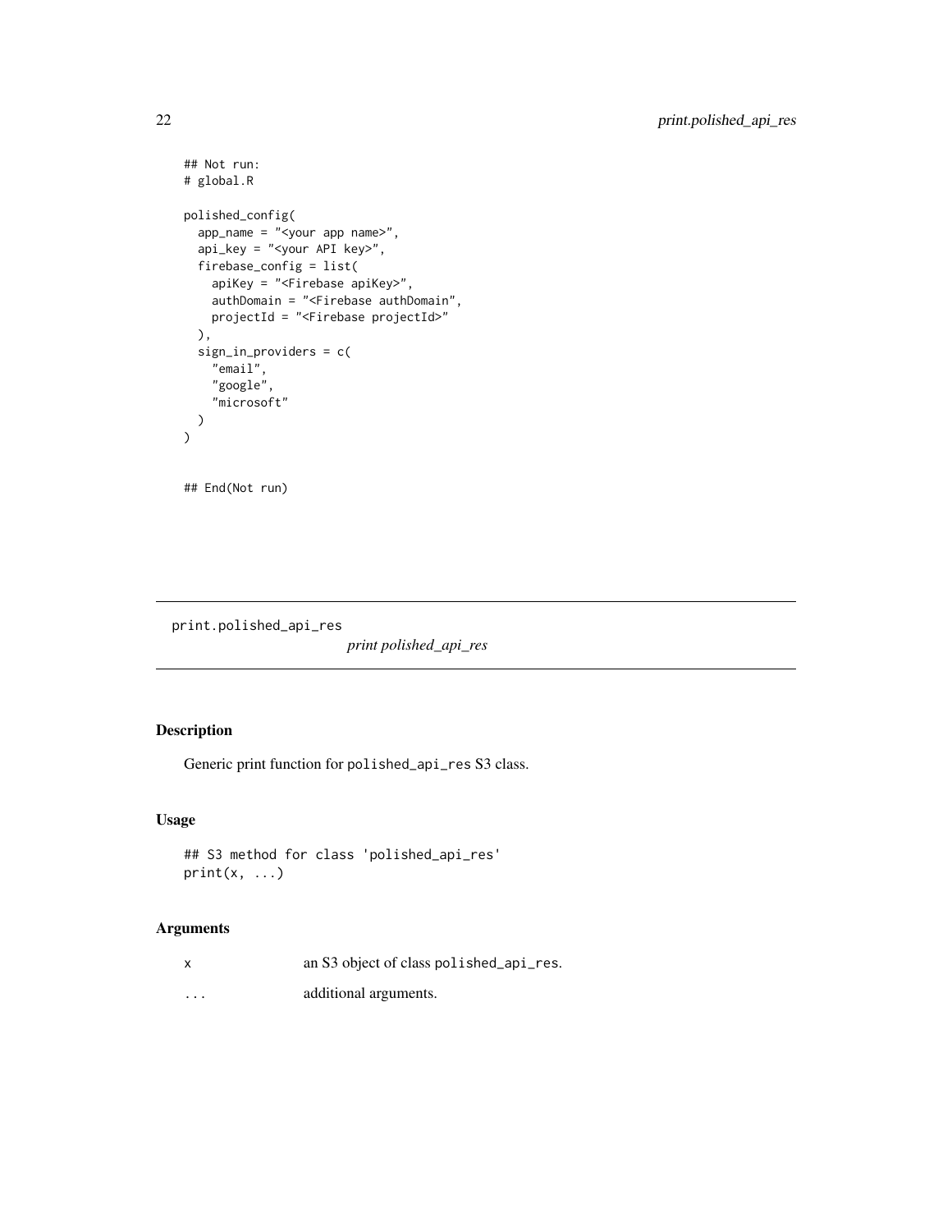```
## Not run:
# global.R

polished_config(
  app_name = "<your app name>",
  api_key = "<your API key>",
  firebase_config = list(
    apiKey = "<Firebase apiKey>",
    authDomain = "<Firebase authDomain",
    projectId = "<Firebase projectId>"
  ),
  sign_in_providers = c(
    "email",
    "google",
    "microsoft"
  )
)


## End(Not run)
```

---

## print.polished_api_res

*print polished_api_res*

### Description

Generic print function for `polished_api_res` S3 class.

### Usage

```
## S3 method for class 'polished_api_res'
print(x, ...)
```

### Arguments

| | |
|---|---|
| `x` | an S3 object of class `polished_api_res`. |
| `...` | additional arguments. |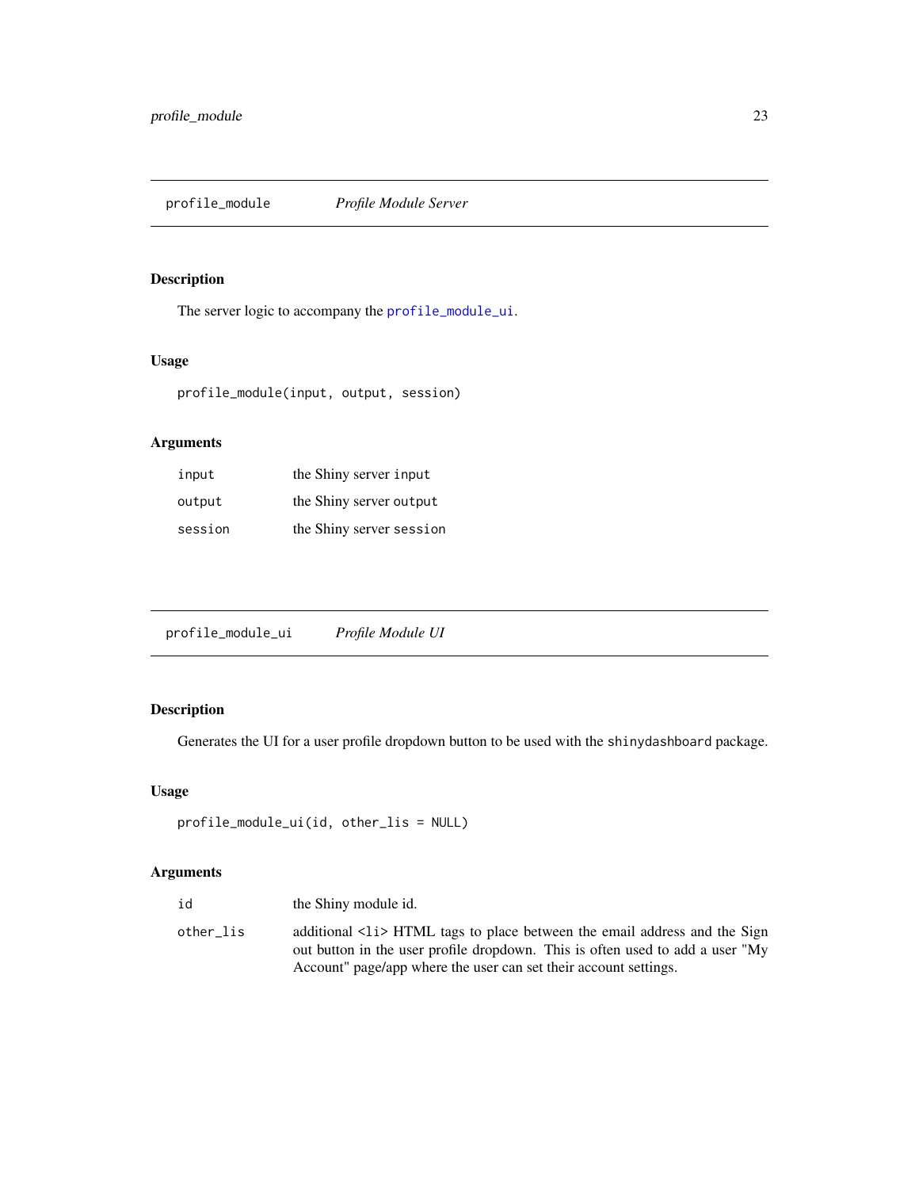## profile_module — *Profile Module Server*

### Description

The server logic to accompany the profile_module_ui.

### Usage

```
profile_module(input, output, session)
```

### Arguments

| | |
|---|---|
| input | the Shiny server input |
| output | the Shiny server output |
| session | the Shiny server session |

## profile_module_ui — *Profile Module UI*

### Description

Generates the UI for a user profile dropdown button to be used with the shinydashboard package.

### Usage

```
profile_module_ui(id, other_lis = NULL)
```

### Arguments

| | |
|---|---|
| id | the Shiny module id. |
| other_lis | additional <li> HTML tags to place between the email address and the Sign out button in the user profile dropdown. This is often used to add a user "My Account" page/app where the user can set their account settings. |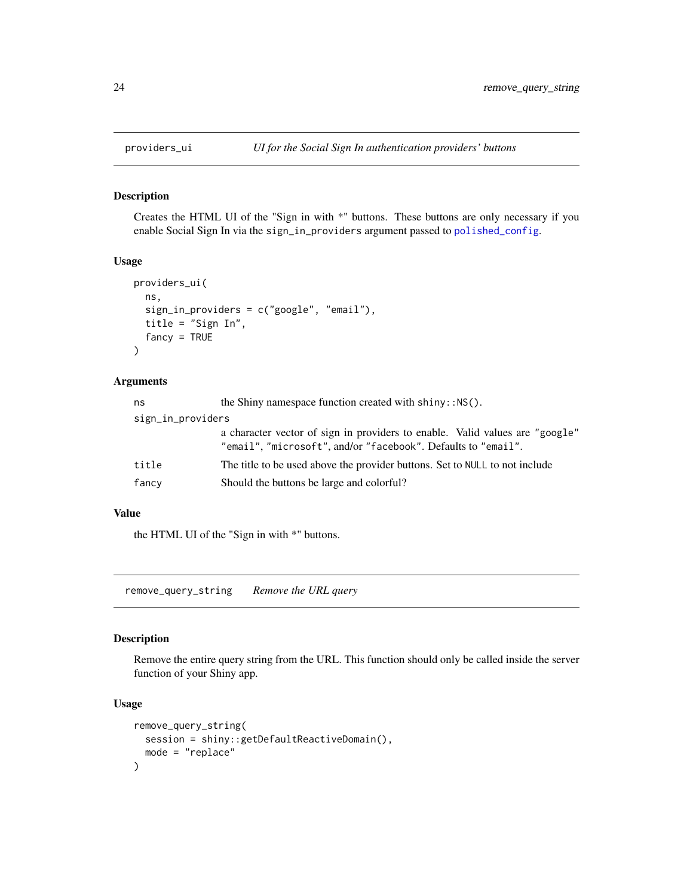## providers_ui — *UI for the Social Sign In authentication providers' buttons*

### Description

Creates the HTML UI of the "Sign in with *" buttons. These buttons are only necessary if you enable Social Sign In via the `sign_in_providers` argument passed to `polished_config`.

### Usage

```
providers_ui(
  ns,
  sign_in_providers = c("google", "email"),
  title = "Sign In",
  fancy = TRUE
)
```

### Arguments

| | |
|---|---|
| `ns` | the Shiny namespace function created with `shiny::NS()`. |
| `sign_in_providers` | a character vector of sign in providers to enable. Valid values are `"google"` `"email"`, `"microsoft"`, and/or `"facebook"`. Defaults to `"email"`. |
| `title` | The title to be used above the provider buttons. Set to `NULL` to not include |
| `fancy` | Should the buttons be large and colorful? |

### Value

the HTML UI of the "Sign in with *" buttons.

## remove_query_string — *Remove the URL query*

### Description

Remove the entire query string from the URL. This function should only be called inside the server function of your Shiny app.

### Usage

```
remove_query_string(
  session = shiny::getDefaultReactiveDomain(),
  mode = "replace"
)
```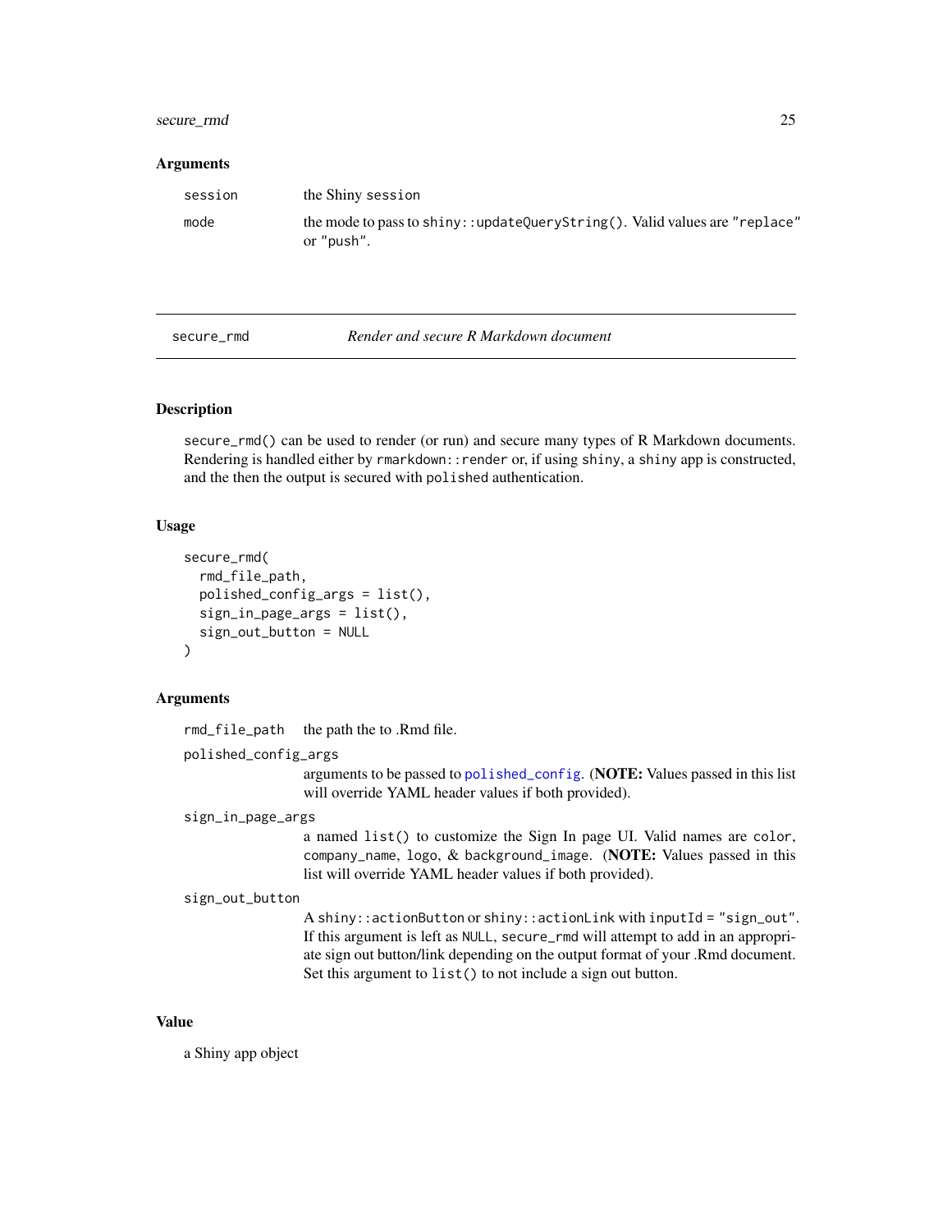### Arguments

| | |
|---|---|
| `session` | the Shiny session |
| `mode` | the mode to pass to `shiny::updateQueryString()`. Valid values are `"replace"` or `"push"`. |

---

## `secure_rmd` — *Render and secure R Markdown document*

### Description

`secure_rmd()` can be used to render (or run) and secure many types of R Markdown documents. Rendering is handled either by `rmarkdown::render` or, if using `shiny`, a `shiny` app is constructed, and the then the output is secured with `polished` authentication.

### Usage

```
secure_rmd(
  rmd_file_path,
  polished_config_args = list(),
  sign_in_page_args = list(),
  sign_out_button = NULL
)
```

### Arguments

| | |
|---|---|
| `rmd_file_path` | the path the to .Rmd file. |
| `polished_config_args` | arguments to be passed to `polished_config`. (**NOTE:** Values passed in this list will override YAML header values if both provided). |
| `sign_in_page_args` | a named `list()` to customize the Sign In page UI. Valid names are `color`, `company_name`, `logo`, & `background_image`. (**NOTE:** Values passed in this list will override YAML header values if both provided). |
| `sign_out_button` | A `shiny::actionButton` or `shiny::actionLink` with `inputId = "sign_out"`. If this argument is left as `NULL`, `secure_rmd` will attempt to add in an appropriate sign out button/link depending on the output format of your .Rmd document. Set this argument to `list()` to not include a sign out button. |

### Value

a Shiny app object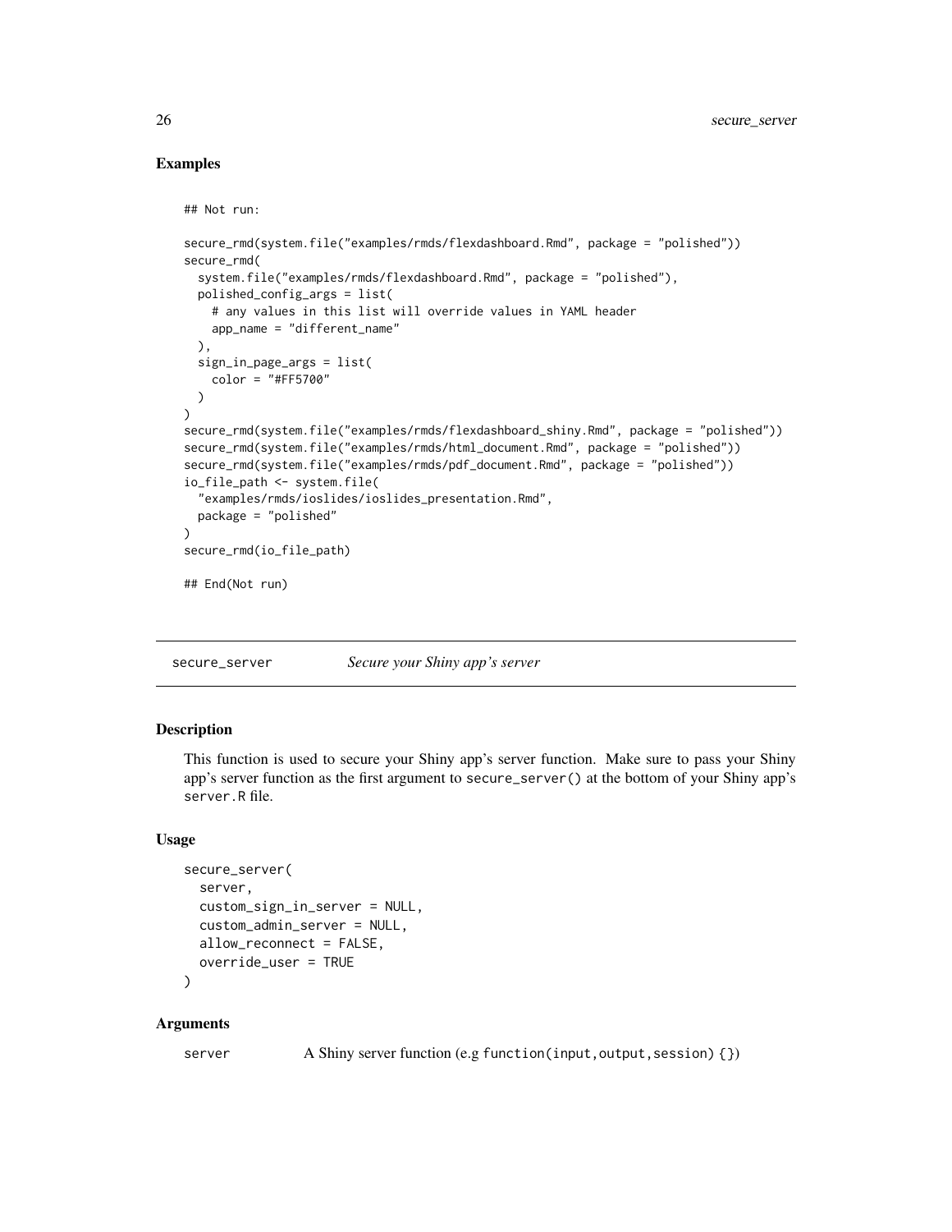### Examples

```
## Not run:

secure_rmd(system.file("examples/rmds/flexdashboard.Rmd", package = "polished"))
secure_rmd(
  system.file("examples/rmds/flexdashboard.Rmd", package = "polished"),
  polished_config_args = list(
    # any values in this list will override values in YAML header
    app_name = "different_name"
  ),
  sign_in_page_args = list(
    color = "#FF5700"
  )
)
secure_rmd(system.file("examples/rmds/flexdashboard_shiny.Rmd", package = "polished"))
secure_rmd(system.file("examples/rmds/html_document.Rmd", package = "polished"))
secure_rmd(system.file("examples/rmds/pdf_document.Rmd", package = "polished"))
io_file_path <- system.file(
  "examples/rmds/ioslides/ioslides_presentation.Rmd",
  package = "polished"
)
secure_rmd(io_file_path)

## End(Not run)
```

---

## secure_server *Secure your Shiny app's server*

---

### Description

This function is used to secure your Shiny app's server function. Make sure to pass your Shiny app's server function as the first argument to `secure_server()` at the bottom of your Shiny app's `server.R` file.

### Usage

```
secure_server(
  server,
  custom_sign_in_server = NULL,
  custom_admin_server = NULL,
  allow_reconnect = FALSE,
  override_user = TRUE
)
```

### Arguments

`server` A Shiny server function (e.g `function(input,output,session) {}`)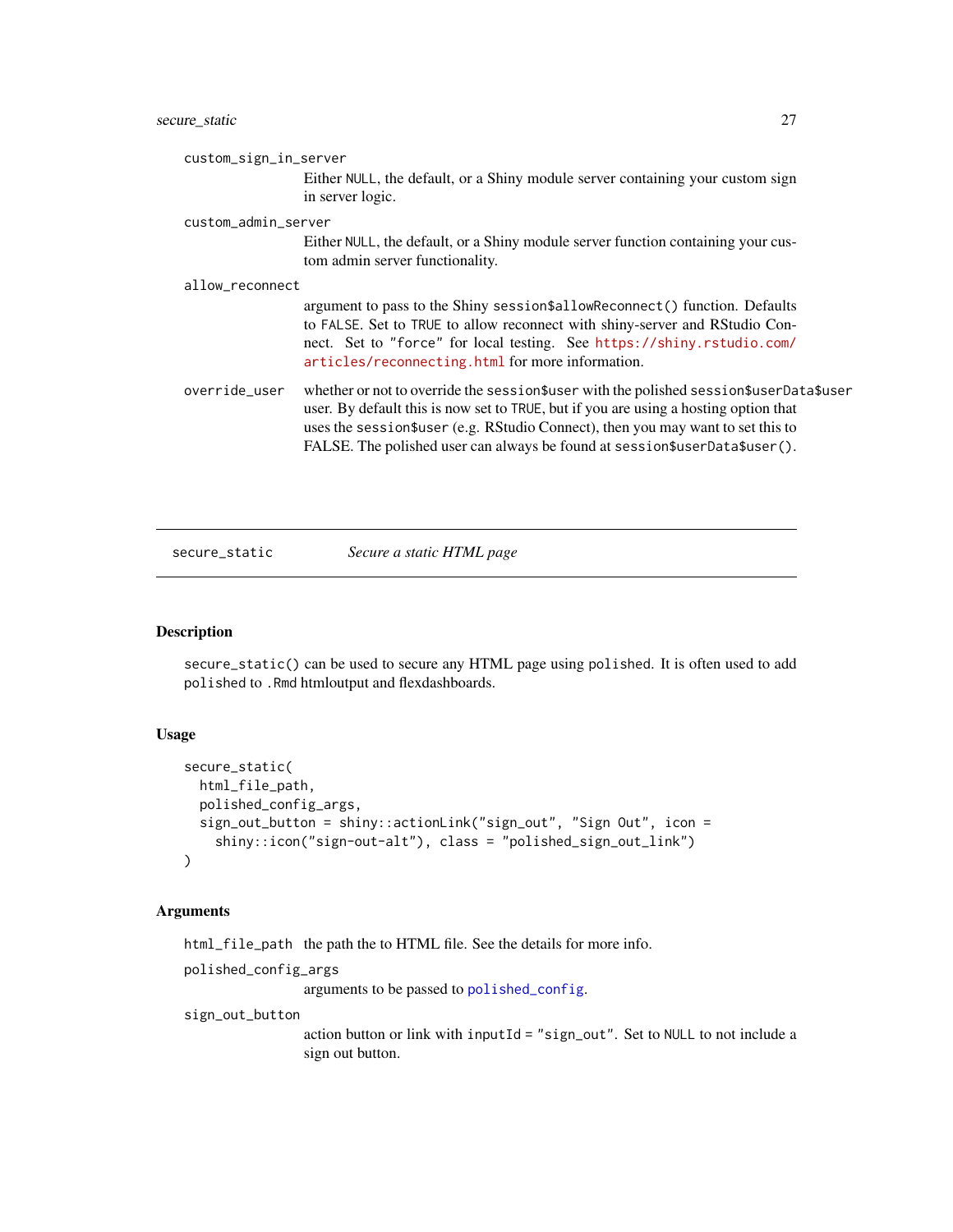`custom_sign_in_server`
: Either `NULL`, the default, or a Shiny module server containing your custom sign in server logic.

`custom_admin_server`
: Either `NULL`, the default, or a Shiny module server function containing your custom admin server functionality.

`allow_reconnect`
: argument to pass to the Shiny `session$allowReconnect()` function. Defaults to `FALSE`. Set to `TRUE` to allow reconnect with shiny-server and RStudio Connect. Set to `"force"` for local testing. See https://shiny.rstudio.com/articles/reconnecting.html for more information.

`override_user`
: whether or not to override the `session$user` with the polished `session$userData$user` user. By default this is now set to `TRUE`, but if you are using a hosting option that uses the `session$user` (e.g. RStudio Connect), then you may want to set this to FALSE. The polished user can always be found at `session$userData$user()`.

---

## secure_static — *Secure a static HTML page*

### Description

`secure_static()` can be used to secure any HTML page using `polished`. It is often used to add `polished` to `.Rmd` htmloutput and flexdashboards.

### Usage

```
secure_static(
  html_file_path,
  polished_config_args,
  sign_out_button = shiny::actionLink("sign_out", "Sign Out", icon =
    shiny::icon("sign-out-alt"), class = "polished_sign_out_link")
)
```

### Arguments

`html_file_path`
: the path the to HTML file. See the details for more info.

`polished_config_args`
: arguments to be passed to `polished_config`.

`sign_out_button`
: action button or link with `inputId = "sign_out"`. Set to `NULL` to not include a sign out button.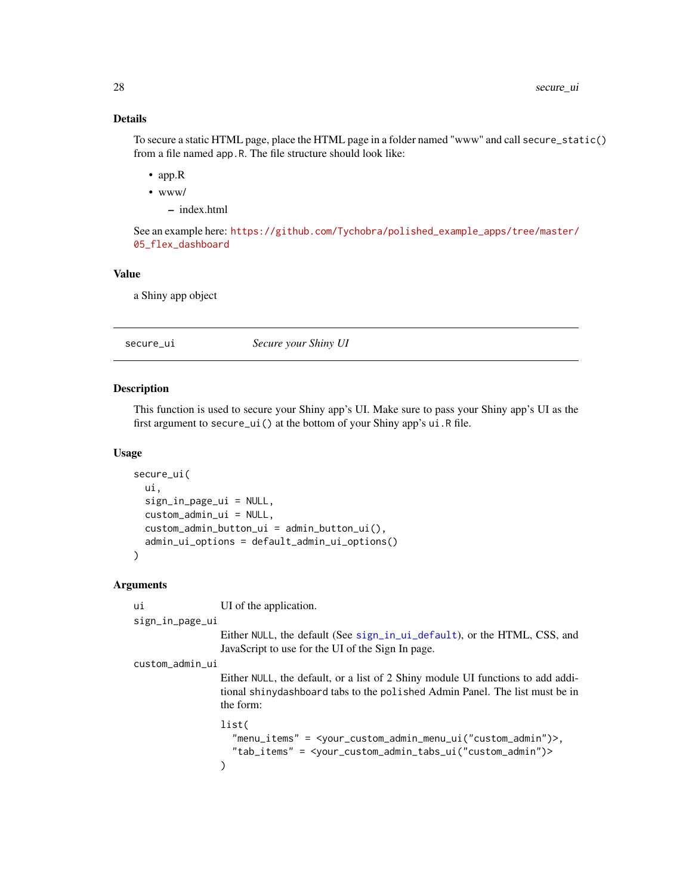## Details

To secure a static HTML page, place the HTML page in a folder named "www" and call `secure_static()` from a file named `app.R`. The file structure should look like:

- app.R
- www/
  - index.html

See an example here: https://github.com/Tychobra/polished_example_apps/tree/master/05_flex_dashboard

## Value

a Shiny app object

---

# secure_ui — *Secure your Shiny UI*

## Description

This function is used to secure your Shiny app's UI. Make sure to pass your Shiny app's UI as the first argument to `secure_ui()` at the bottom of your Shiny app's `ui.R` file.

## Usage

```
secure_ui(
  ui,
  sign_in_page_ui = NULL,
  custom_admin_ui = NULL,
  custom_admin_button_ui = admin_button_ui(),
  admin_ui_options = default_admin_ui_options()
)
```

## Arguments

`ui` UI of the application.

`sign_in_page_ui`
Either `NULL`, the default (See `sign_in_ui_default`), or the HTML, CSS, and JavaScript to use for the UI of the Sign In page.

`custom_admin_ui`
Either `NULL`, the default, or a list of 2 Shiny module UI functions to add additional `shinydashboard` tabs to the `polished` Admin Panel. The list must be in the form:

```
list(
  "menu_items" = <your_custom_admin_menu_ui("custom_admin")>,
  "tab_items" = <your_custom_admin_tabs_ui("custom_admin")>
)
```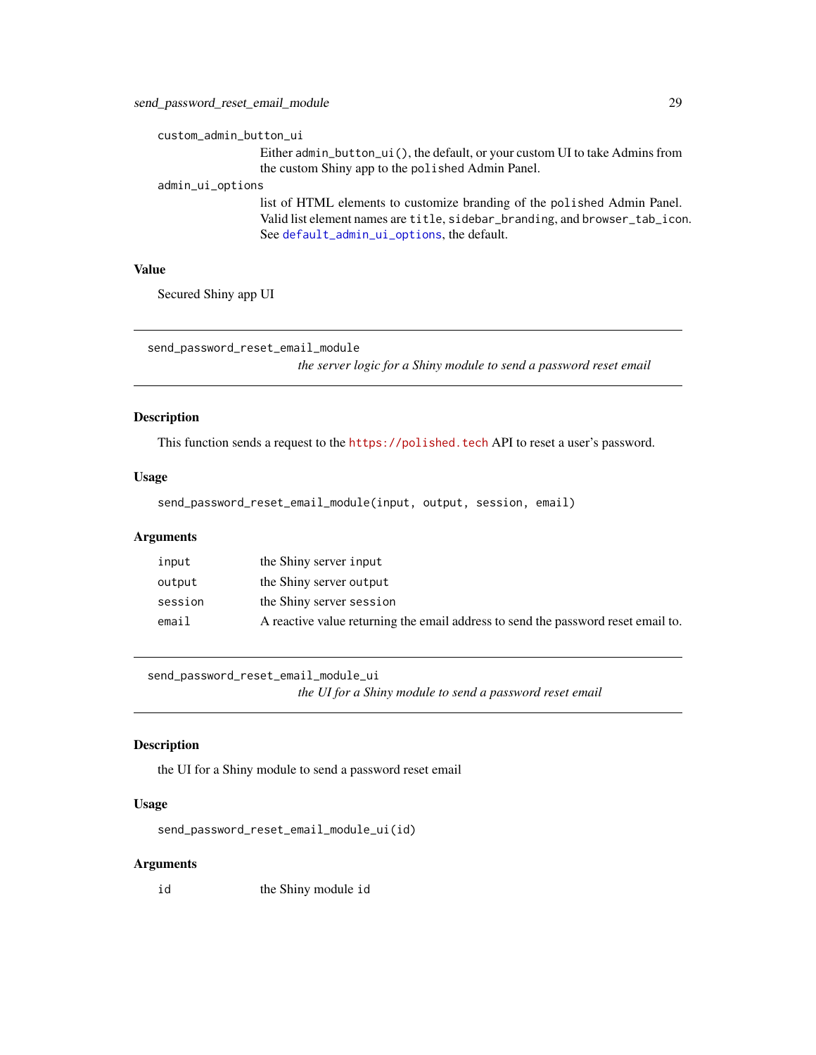custom_admin_button_ui
: Either `admin_button_ui()`, the default, or your custom UI to take Admins from the custom Shiny app to the `polished` Admin Panel.

admin_ui_options
: list of HTML elements to customize branding of the `polished` Admin Panel. Valid list element names are `title`, `sidebar_branding`, and `browser_tab_icon`. See `default_admin_ui_options`, the default.

### Value

Secured Shiny app UI

---

## send_password_reset_email_module

*the server logic for a Shiny module to send a password reset email*

---

### Description

This function sends a request to the https://polished.tech API to reset a user's password.

### Usage

```
send_password_reset_email_module(input, output, session, email)
```

### Arguments

| | |
|---|---|
| input | the Shiny server `input` |
| output | the Shiny server `output` |
| session | the Shiny server `session` |
| email | A reactive value returning the email address to send the password reset email to. |

---

## send_password_reset_email_module_ui

*the UI for a Shiny module to send a password reset email*

---

### Description

the UI for a Shiny module to send a password reset email

### Usage

```
send_password_reset_email_module_ui(id)
```

### Arguments

| | |
|---|---|
| id | the Shiny module `id` |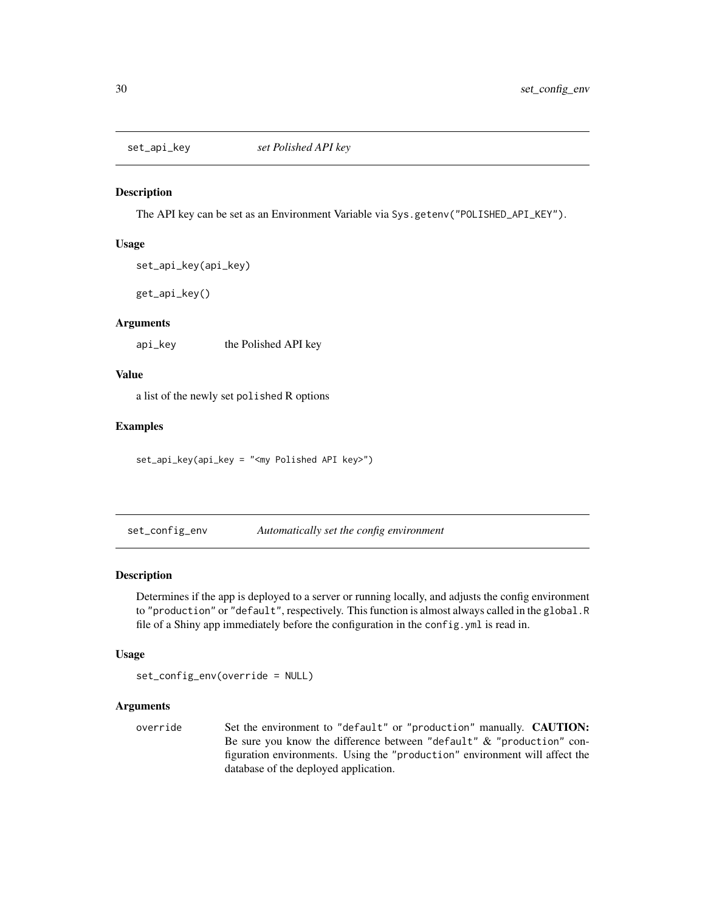## set_api_key *set Polished API key*

### Description

The API key can be set as an Environment Variable via `Sys.getenv("POLISHED_API_KEY")`.

### Usage

```
set_api_key(api_key)

get_api_key()
```

### Arguments

| | |
|---|---|
| `api_key` | the Polished API key |

### Value

a list of the newly set `polished` R options

### Examples

```
set_api_key(api_key = "<my Polished API key>")
```

## set_config_env *Automatically set the config environment*

### Description

Determines if the app is deployed to a server or running locally, and adjusts the config environment to `"production"` or `"default"`, respectively. This function is almost always called in the `global.R` file of a Shiny app immediately before the configuration in the `config.yml` is read in.

### Usage

```
set_config_env(override = NULL)
```

### Arguments

| | |
|---|---|
| `override` | Set the environment to `"default"` or `"production"` manually. **CAUTION:** Be sure you know the difference between `"default"` & `"production"` configuration environments. Using the `"production"` environment will affect the database of the deployed application. |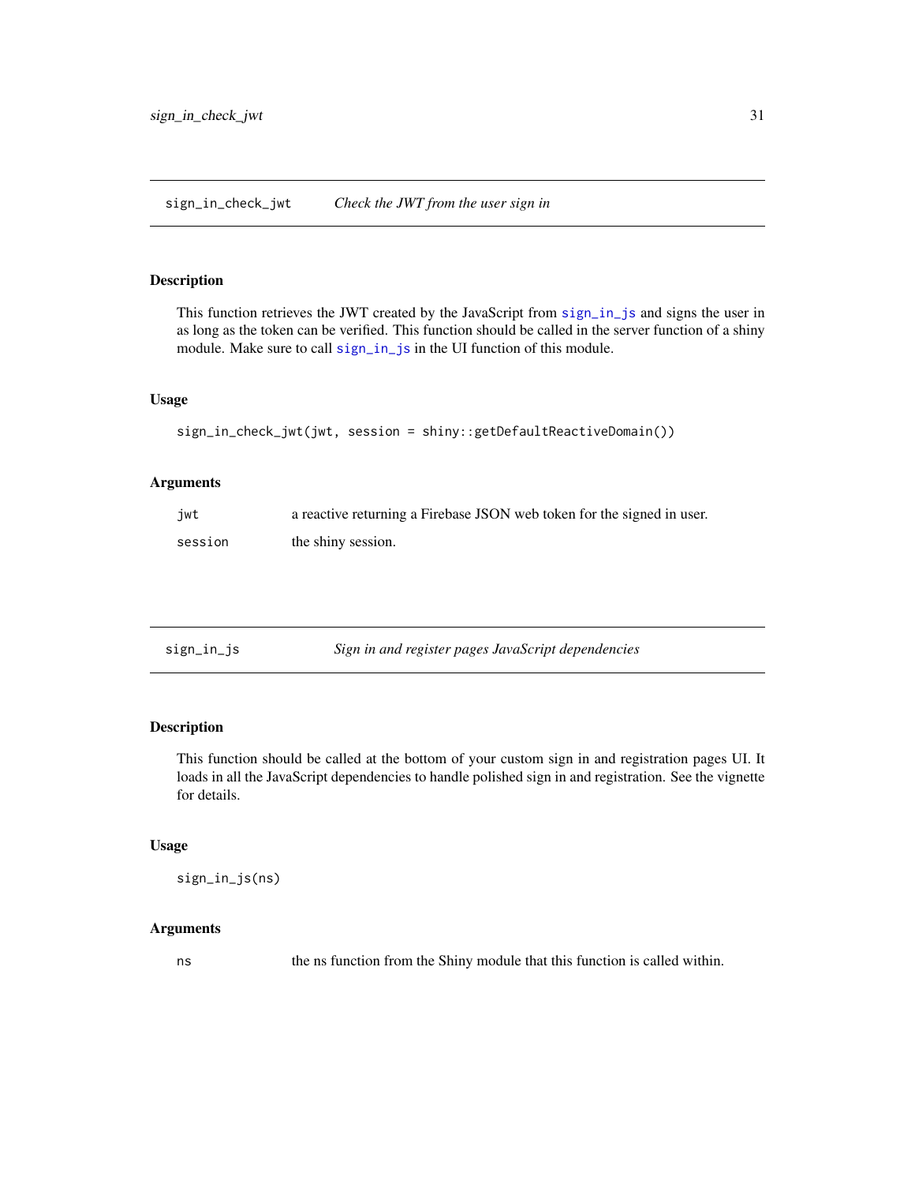## sign_in_check_jwt — *Check the JWT from the user sign in*

### Description

This function retrieves the JWT created by the JavaScript from sign_in_js and signs the user in as long as the token can be verified. This function should be called in the server function of a shiny module. Make sure to call sign_in_js in the UI function of this module.

### Usage

```
sign_in_check_jwt(jwt, session = shiny::getDefaultReactiveDomain())
```

### Arguments

| | |
|---|---|
| jwt | a reactive returning a Firebase JSON web token for the signed in user. |
| session | the shiny session. |

## sign_in_js — *Sign in and register pages JavaScript dependencies*

### Description

This function should be called at the bottom of your custom sign in and registration pages UI. It loads in all the JavaScript dependencies to handle polished sign in and registration. See the vignette for details.

### Usage

```
sign_in_js(ns)
```

### Arguments

| | |
|---|---|
| ns | the ns function from the Shiny module that this function is called within. |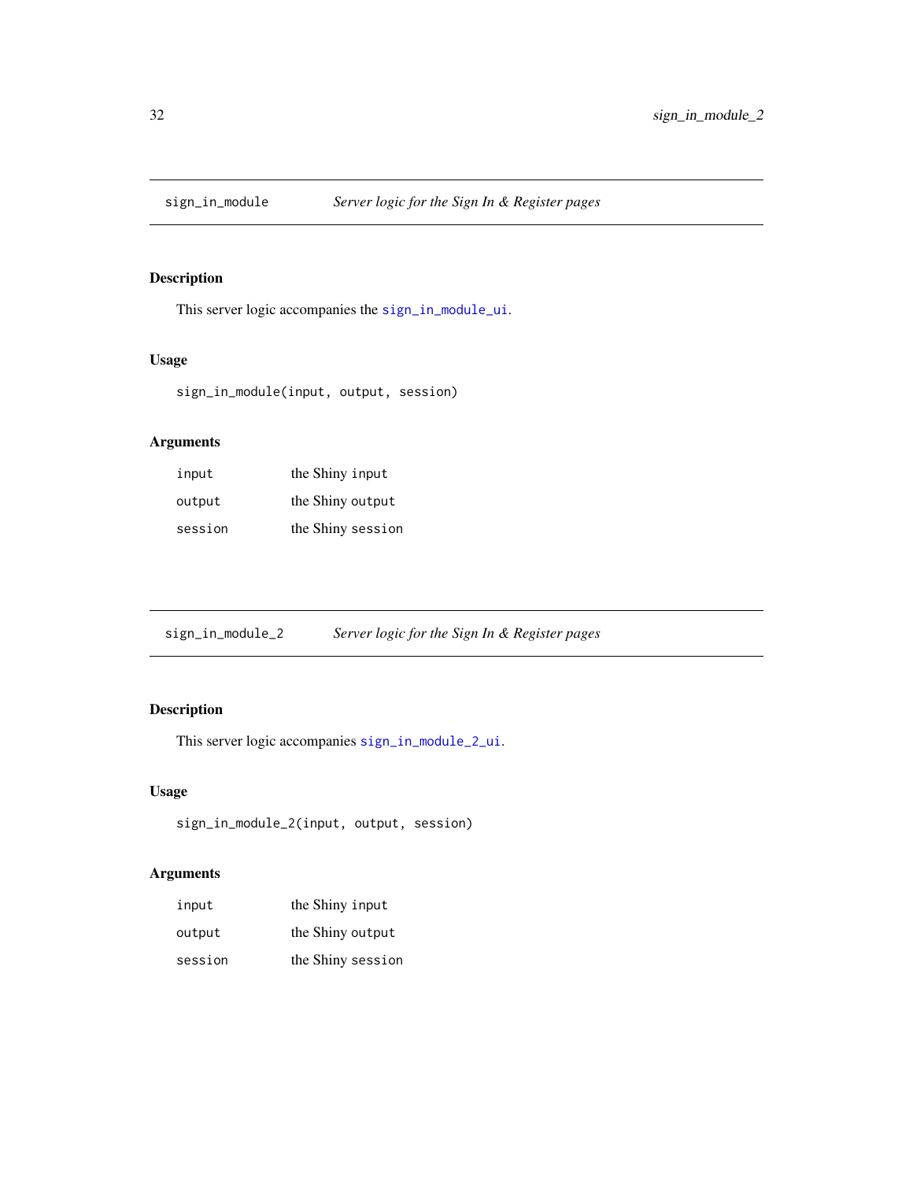## sign_in_module — *Server logic for the Sign In & Register pages*

### Description

This server logic accompanies the `sign_in_module_ui`.

### Usage

```
sign_in_module(input, output, session)
```

### Arguments

| | |
|---|---|
| `input` | the Shiny `input` |
| `output` | the Shiny `output` |
| `session` | the Shiny `session` |

## sign_in_module_2 — *Server logic for the Sign In & Register pages*

### Description

This server logic accompanies `sign_in_module_2_ui`.

### Usage

```
sign_in_module_2(input, output, session)
```

### Arguments

| | |
|---|---|
| `input` | the Shiny `input` |
| `output` | the Shiny `output` |
| `session` | the Shiny `session` |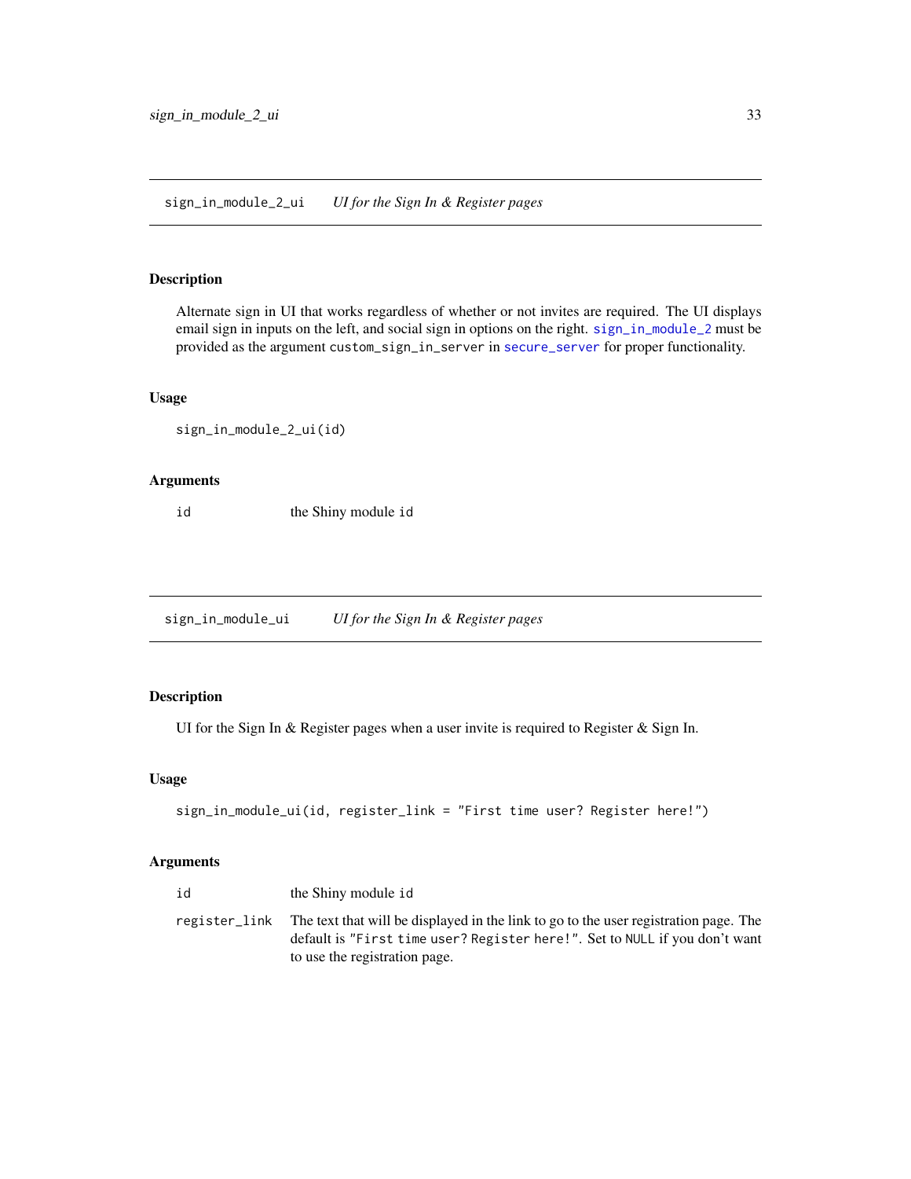## `sign_in_module_2_ui` *UI for the Sign In & Register pages*

### Description

Alternate sign in UI that works regardless of whether or not invites are required. The UI displays email sign in inputs on the left, and social sign in options on the right. `sign_in_module_2` must be provided as the argument `custom_sign_in_server` in `secure_server` for proper functionality.

### Usage

```
sign_in_module_2_ui(id)
```

### Arguments

| | |
|---|---|
| `id` | the Shiny module `id` |

## `sign_in_module_ui` *UI for the Sign In & Register pages*

### Description

UI for the Sign In & Register pages when a user invite is required to Register & Sign In.

### Usage

```
sign_in_module_ui(id, register_link = "First time user? Register here!")
```

### Arguments

| | |
|---|---|
| `id` | the Shiny module `id` |
| `register_link` | The text that will be displayed in the link to go to the user registration page. The default is `"First time user? Register here!"`. Set to `NULL` if you don't want to use the registration page. |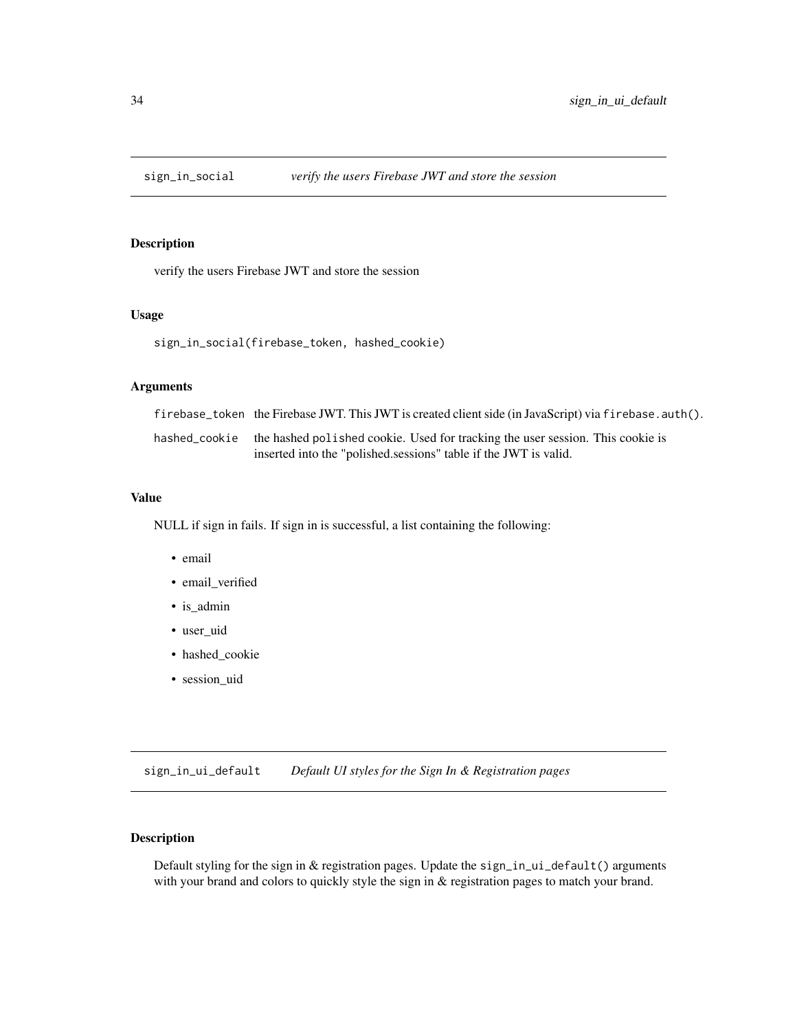## sign_in_social — *verify the users Firebase JWT and store the session*

### Description

verify the users Firebase JWT and store the session

### Usage

```
sign_in_social(firebase_token, hashed_cookie)
```

### Arguments

| | |
|---|---|
| `firebase_token` | the Firebase JWT. This JWT is created client side (in JavaScript) via `firebase.auth()`. |
| `hashed_cookie` | the hashed `polished` cookie. Used for tracking the user session. This cookie is inserted into the "polished.sessions" table if the JWT is valid. |

### Value

NULL if sign in fails. If sign in is successful, a list containing the following:

- email
- email_verified
- is_admin
- user_uid
- hashed_cookie
- session_uid

## sign_in_ui_default — *Default UI styles for the Sign In & Registration pages*

### Description

Default styling for the sign in & registration pages. Update the `sign_in_ui_default()` arguments with your brand and colors to quickly style the sign in & registration pages to match your brand.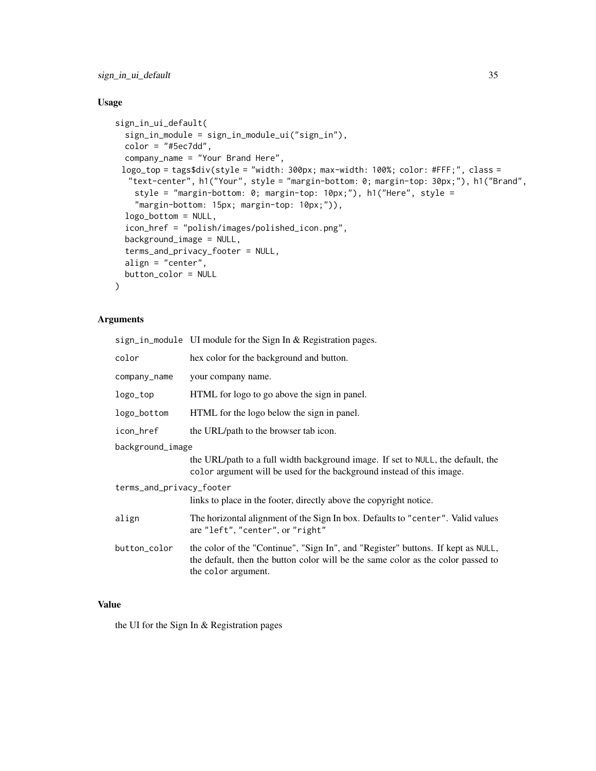## Usage

```
sign_in_ui_default(
  sign_in_module = sign_in_module_ui("sign_in"),
  color = "#5ec7dd",
  company_name = "Your Brand Here",
 logo_top = tags$div(style = "width: 300px; max-width: 100%; color: #FFF;", class =
  "text-center", h1("Your", style = "margin-bottom: 0; margin-top: 30px;"), h1("Brand",
    style = "margin-bottom: 0; margin-top: 10px;"), h1("Here", style =
    "margin-bottom: 15px; margin-top: 10px;")),
  logo_bottom = NULL,
  icon_href = "polish/images/polished_icon.png",
  background_image = NULL,
  terms_and_privacy_footer = NULL,
  align = "center",
  button_color = NULL
)
```

## Arguments

| | |
|---|---|
| `sign_in_module` | UI module for the Sign In & Registration pages. |
| `color` | hex color for the background and button. |
| `company_name` | your company name. |
| `logo_top` | HTML for logo to go above the sign in panel. |
| `logo_bottom` | HTML for the logo below the sign in panel. |
| `icon_href` | the URL/path to the browser tab icon. |
| `background_image` | the URL/path to a full width background image. If set to `NULL`, the default, the `color` argument will be used for the background instead of this image. |
| `terms_and_privacy_footer` | links to place in the footer, directly above the copyright notice. |
| `align` | The horizontal alignment of the Sign In box. Defaults to `"center"`. Valid values are `"left"`, `"center"`, or `"right"` |
| `button_color` | the color of the "Continue", "Sign In", and "Register" buttons. If kept as `NULL`, the default, then the button color will be the same color as the color passed to the `color` argument. |

## Value

the UI for the Sign In & Registration pages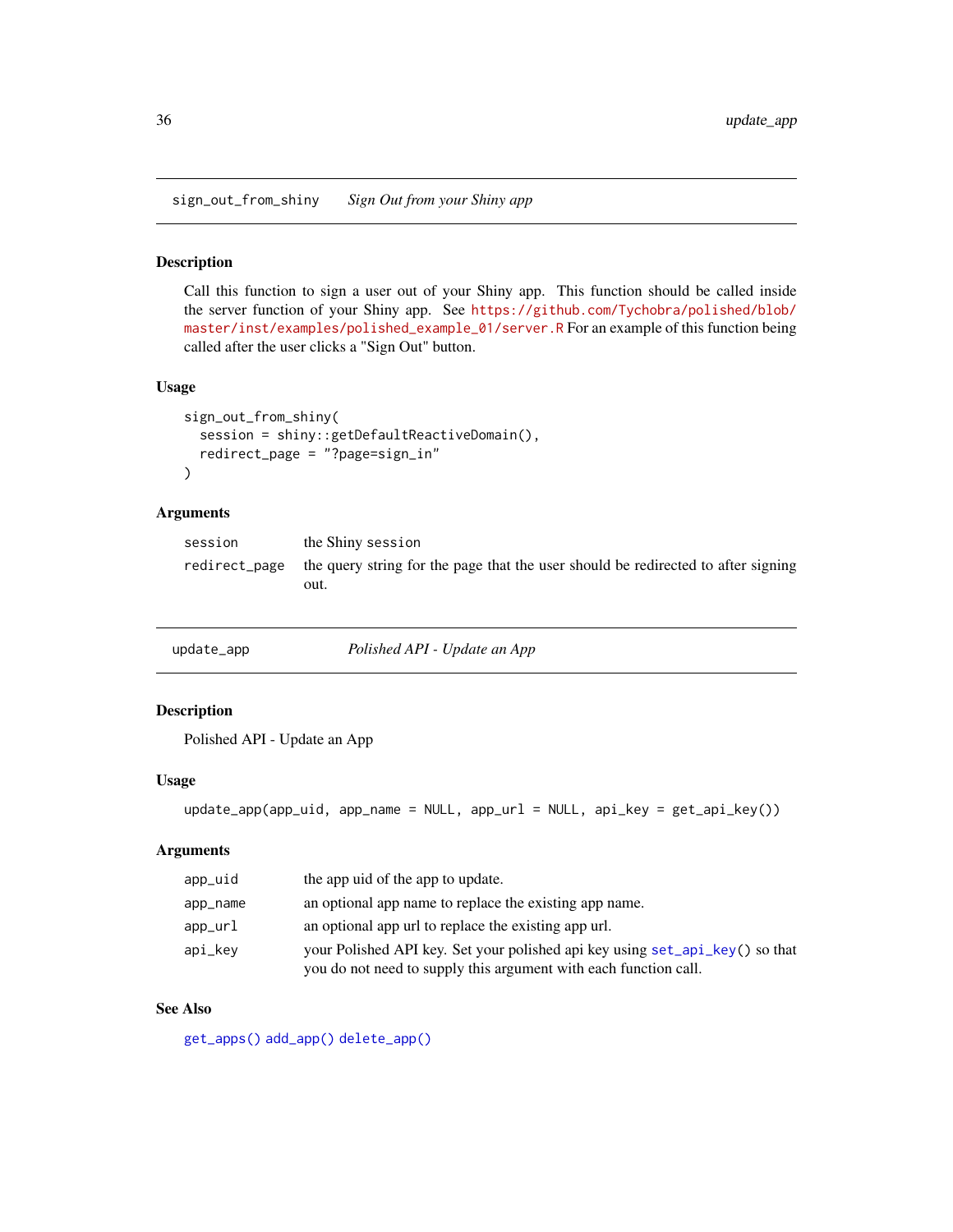## sign_out_from_shiny — *Sign Out from your Shiny app*

### Description

Call this function to sign a user out of your Shiny app. This function should be called inside the server function of your Shiny app. See https://github.com/Tychobra/polished/blob/master/inst/examples/polished_example_01/server.R For an example of this function being called after the user clicks a "Sign Out" button.

### Usage

```
sign_out_from_shiny(
  session = shiny::getDefaultReactiveDomain(),
  redirect_page = "?page=sign_in"
)
```

### Arguments

| | |
|---|---|
| `session` | the Shiny session |
| `redirect_page` | the query string for the page that the user should be redirected to after signing out. |

## update_app — *Polished API - Update an App*

### Description

Polished API - Update an App

### Usage

```
update_app(app_uid, app_name = NULL, app_url = NULL, api_key = get_api_key())
```

### Arguments

| | |
|---|---|
| `app_uid` | the app uid of the app to update. |
| `app_name` | an optional app name to replace the existing app name. |
| `app_url` | an optional app url to replace the existing app url. |
| `api_key` | your Polished API key. Set your polished api key using `set_api_key()` so that you do not need to supply this argument with each function call. |

### See Also

`get_apps()` `add_app()` `delete_app()`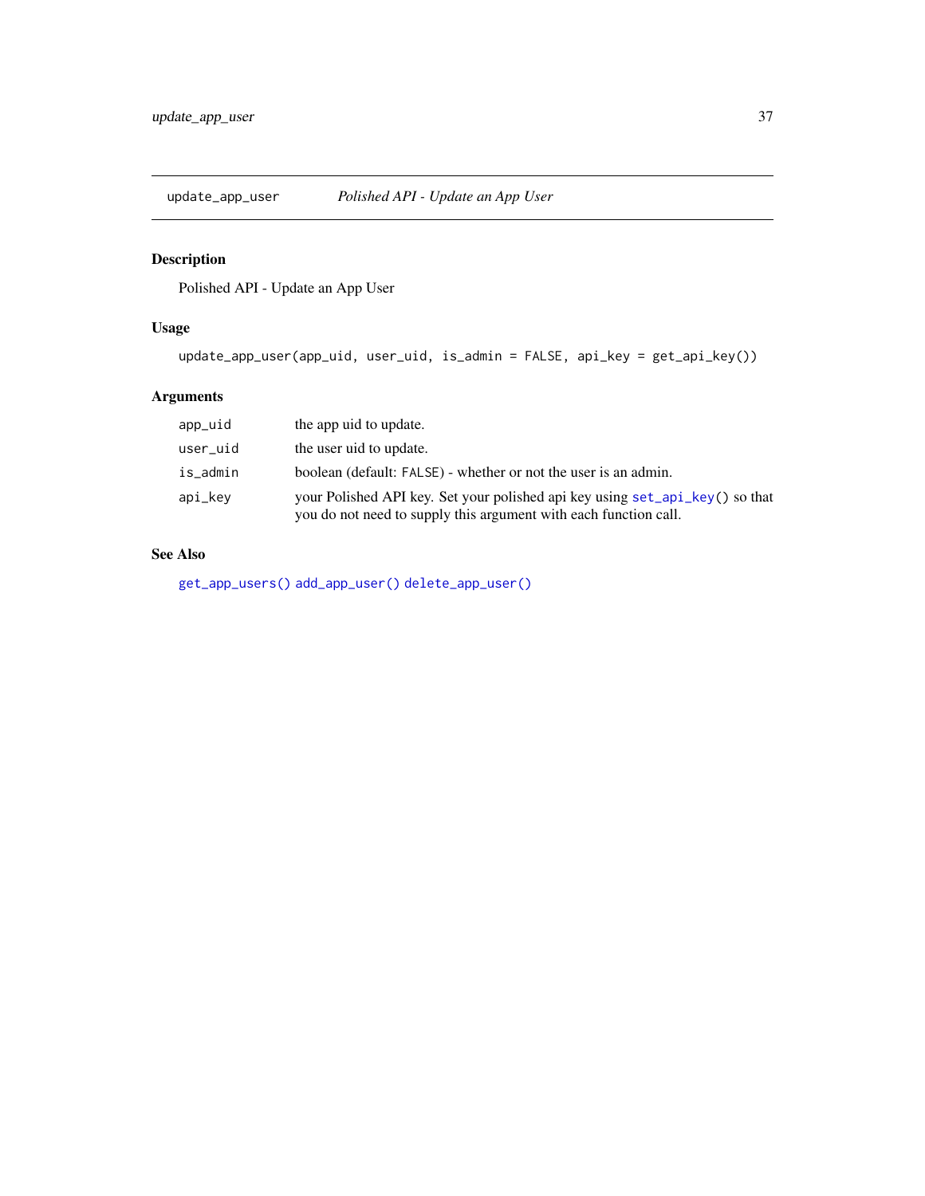## update_app_user — *Polished API - Update an App User*

### Description

Polished API - Update an App User

### Usage

```
update_app_user(app_uid, user_uid, is_admin = FALSE, api_key = get_api_key())
```

### Arguments

| | |
|---|---|
| `app_uid` | the app uid to update. |
| `user_uid` | the user uid to update. |
| `is_admin` | boolean (default: `FALSE`) - whether or not the user is an admin. |
| `api_key` | your Polished API key. Set your polished api key using `set_api_key()` so that you do not need to supply this argument with each function call. |

### See Also

`get_app_users()` `add_app_user()` `delete_app_user()`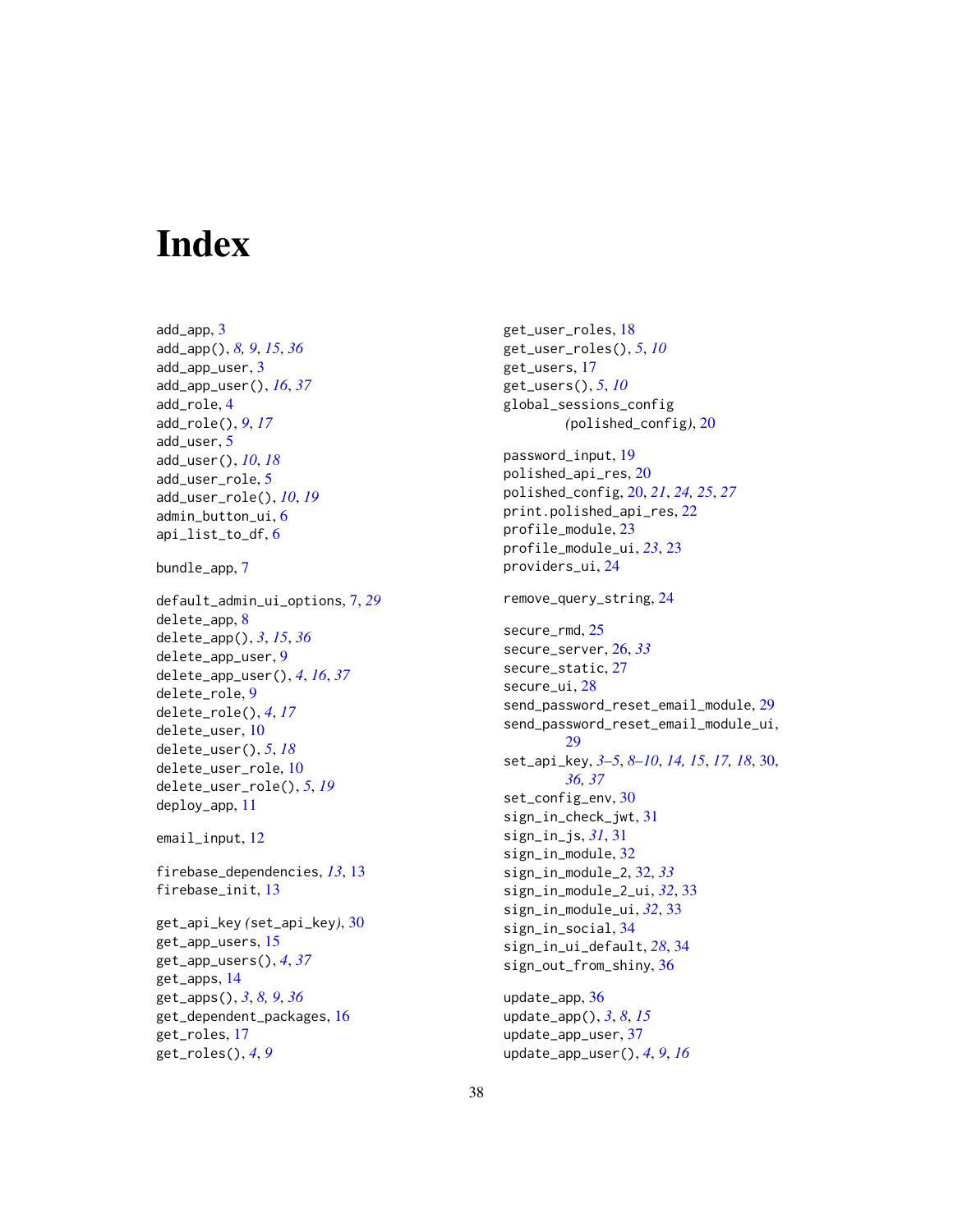# Index

add_app, 3
add_app(), *8, 9*, *15*, *36*
add_app_user, 3
add_app_user(), *16*, *37*
add_role, 4
add_role(), *9*, *17*
add_user, 5
add_user(), *10*, *18*
add_user_role, 5
add_user_role(), *10*, *19*
admin_button_ui, 6
api_list_to_df, 6

bundle_app, 7

default_admin_ui_options, 7, *29*
delete_app, 8
delete_app(), *3*, *15*, *36*
delete_app_user, 9
delete_app_user(), *4*, *16*, *37*
delete_role, 9
delete_role(), *4*, *17*
delete_user, 10
delete_user(), *5*, *18*
delete_user_role, 10
delete_user_role(), *5*, *19*
deploy_app, 11

email_input, 12

firebase_dependencies, *13*, 13
firebase_init, 13

get_api_key *(*set_api_key*)*, 30
get_app_users, 15
get_app_users(), *4*, *37*
get_apps, 14
get_apps(), *3*, *8, 9*, *36*
get_dependent_packages, 16
get_roles, 17
get_roles(), *4*, *9*
get_user_roles, 18
get_user_roles(), *5*, *10*
get_users, 17
get_users(), *5*, *10*
global_sessions_config *(*polished_config*)*, 20

password_input, 19
polished_api_res, 20
polished_config, 20, *21*, *24, 25*, *27*
print.polished_api_res, 22
profile_module, 23
profile_module_ui, *23*, 23
providers_ui, 24

remove_query_string, 24

secure_rmd, 25
secure_server, 26, *33*
secure_static, 27
secure_ui, 28
send_password_reset_email_module, 29
send_password_reset_email_module_ui, 29
set_api_key, *3–5*, *8–10*, *14, 15*, *17, 18*, 30, *36, 37*
set_config_env, 30
sign_in_check_jwt, 31
sign_in_js, *31*, 31
sign_in_module, 32
sign_in_module_2, 32, *33*
sign_in_module_2_ui, *32*, 33
sign_in_module_ui, *32*, 33
sign_in_social, 34
sign_in_ui_default, *28*, 34
sign_out_from_shiny, 36

update_app, 36
update_app(), *3*, *8*, *15*
update_app_user, 37
update_app_user(), *4*, *9*, *16*